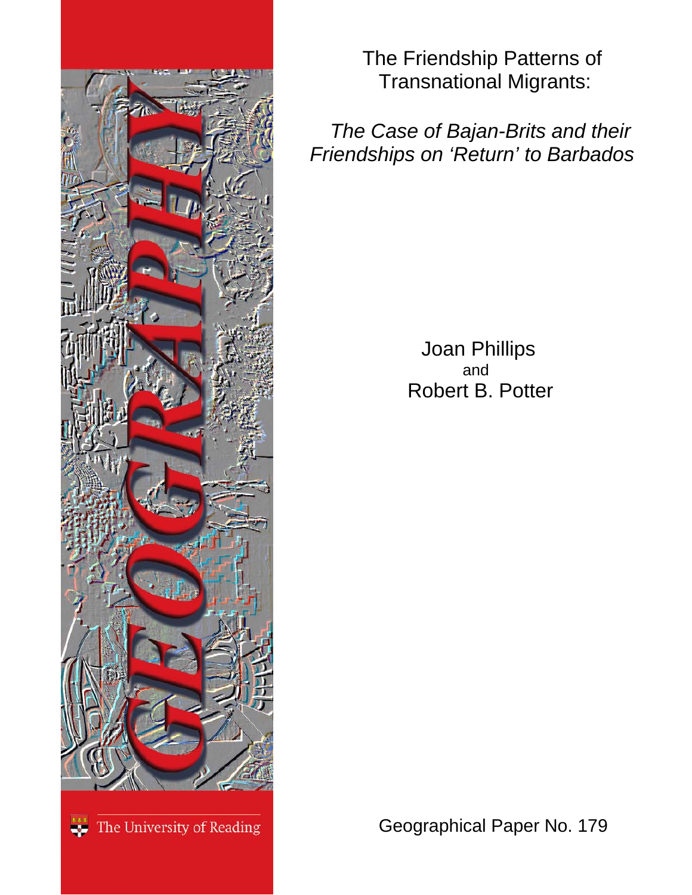# The Friendship Patterns of Transnational Migrants:

## *The Case of Bajan-Brits and their Friendships on 'Return' to Barbados*

Joan Phillips
and
Robert B. Potter

GEOGRAPHY

The University of Reading

Geographical Paper No. 179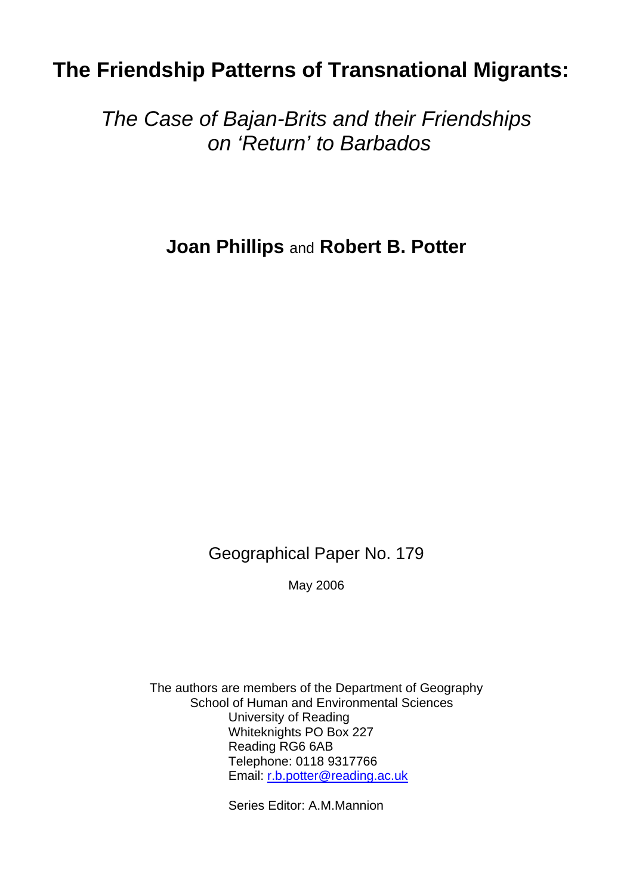# The Friendship Patterns of Transnational Migrants:

## *The Case of Bajan-Brits and their Friendships on 'Return' to Barbados*

**Joan Phillips** and **Robert B. Potter**

Geographical Paper No. 179

May 2006

The authors are members of the Department of Geography
School of Human and Environmental Sciences
University of Reading
Whiteknights PO Box 227
Reading RG6 6AB
Telephone: 0118 9317766
Email: r.b.potter@reading.ac.uk

Series Editor: A.M.Mannion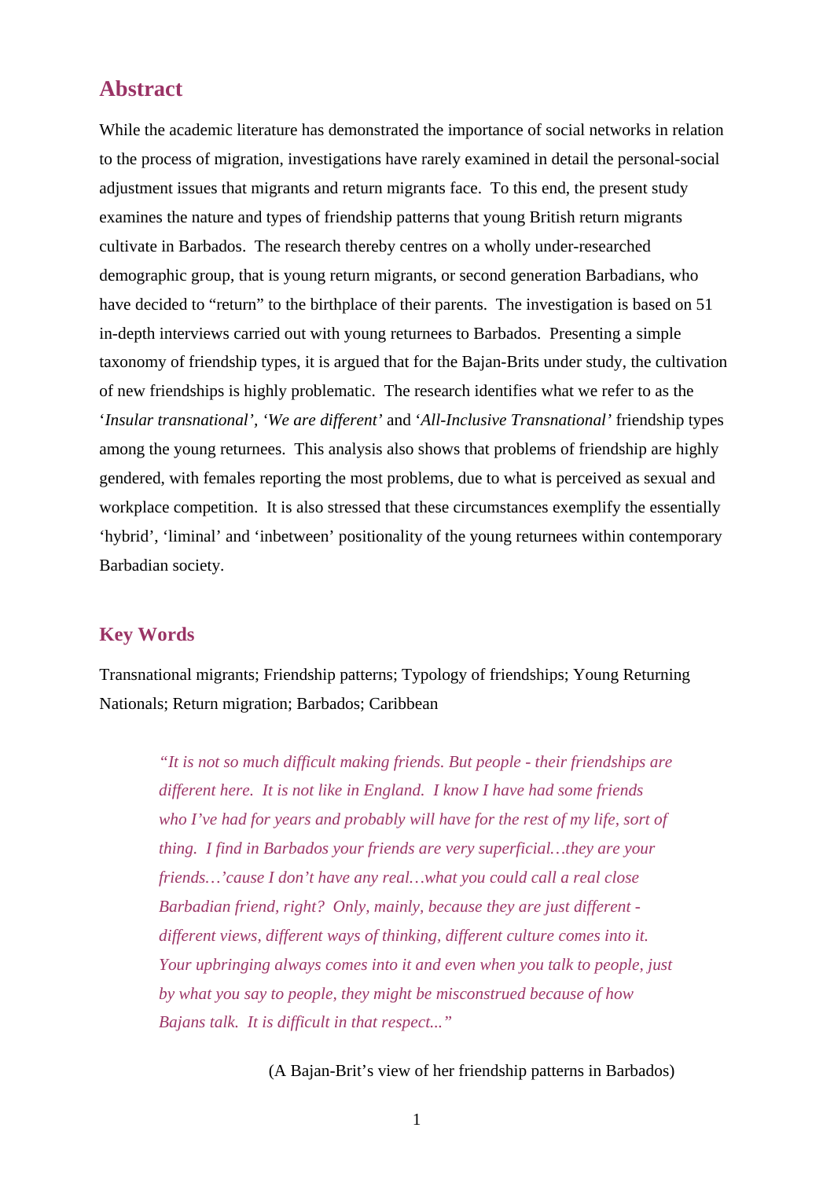## Abstract

While the academic literature has demonstrated the importance of social networks in relation to the process of migration, investigations have rarely examined in detail the personal-social adjustment issues that migrants and return migrants face. To this end, the present study examines the nature and types of friendship patterns that young British return migrants cultivate in Barbados. The research thereby centres on a wholly under-researched demographic group, that is young return migrants, or second generation Barbadians, who have decided to "return" to the birthplace of their parents. The investigation is based on 51 in-depth interviews carried out with young returnees to Barbados. Presenting a simple taxonomy of friendship types, it is argued that for the Bajan-Brits under study, the cultivation of new friendships is highly problematic. The research identifies what we refer to as the '*Insular transnational*', '*We are different*' and '*All-Inclusive Transnational*' friendship types among the young returnees. This analysis also shows that problems of friendship are highly gendered, with females reporting the most problems, due to what is perceived as sexual and workplace competition. It is also stressed that these circumstances exemplify the essentially 'hybrid', 'liminal' and 'inbetween' positionality of the young returnees within contemporary Barbadian society.

## Key Words

Transnational migrants; Friendship patterns; Typology of friendships; Young Returning Nationals; Return migration; Barbados; Caribbean

> *"It is not so much difficult making friends. But people - their friendships are different here. It is not like in England. I know I have had some friends who I've had for years and probably will have for the rest of my life, sort of thing. I find in Barbados your friends are very superficial…they are your friends…'cause I don't have any real…what you could call a real close Barbadian friend, right? Only, mainly, because they are just different - different views, different ways of thinking, different culture comes into it. Your upbringing always comes into it and even when you talk to people, just by what you say to people, they might be misconstrued because of how Bajans talk. It is difficult in that respect..."*
>
> (A Bajan-Brit's view of her friendship patterns in Barbados)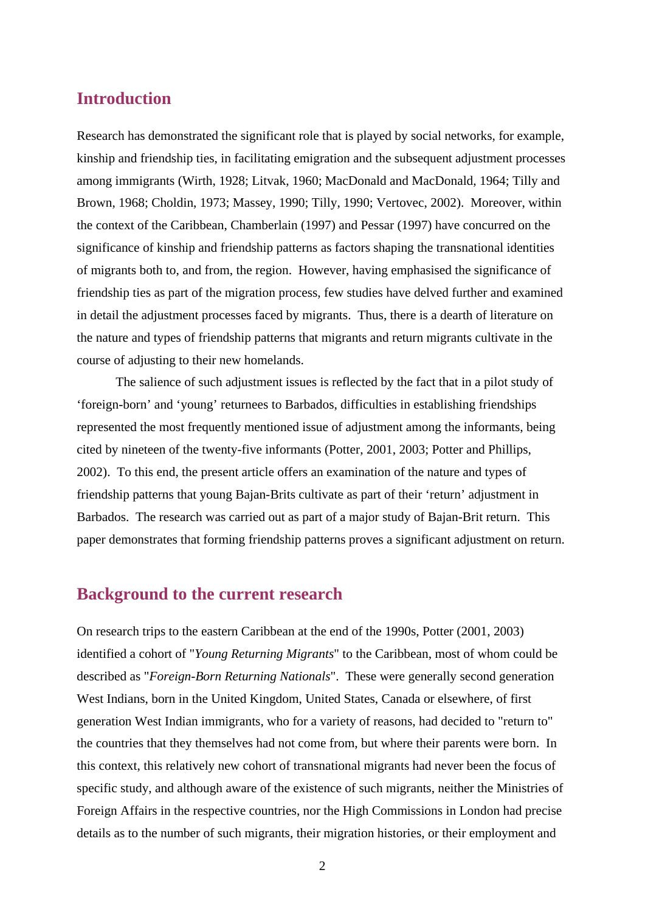## Introduction

Research has demonstrated the significant role that is played by social networks, for example, kinship and friendship ties, in facilitating emigration and the subsequent adjustment processes among immigrants (Wirth, 1928; Litvak, 1960; MacDonald and MacDonald, 1964; Tilly and Brown, 1968; Choldin, 1973; Massey, 1990; Tilly, 1990; Vertovec, 2002). Moreover, within the context of the Caribbean, Chamberlain (1997) and Pessar (1997) have concurred on the significance of kinship and friendship patterns as factors shaping the transnational identities of migrants both to, and from, the region. However, having emphasised the significance of friendship ties as part of the migration process, few studies have delved further and examined in detail the adjustment processes faced by migrants. Thus, there is a dearth of literature on the nature and types of friendship patterns that migrants and return migrants cultivate in the course of adjusting to their new homelands.

The salience of such adjustment issues is reflected by the fact that in a pilot study of 'foreign-born' and 'young' returnees to Barbados, difficulties in establishing friendships represented the most frequently mentioned issue of adjustment among the informants, being cited by nineteen of the twenty-five informants (Potter, 2001, 2003; Potter and Phillips, 2002). To this end, the present article offers an examination of the nature and types of friendship patterns that young Bajan-Brits cultivate as part of their 'return' adjustment in Barbados. The research was carried out as part of a major study of Bajan-Brit return. This paper demonstrates that forming friendship patterns proves a significant adjustment on return.

## Background to the current research

On research trips to the eastern Caribbean at the end of the 1990s, Potter (2001, 2003) identified a cohort of "*Young Returning Migrants*" to the Caribbean, most of whom could be described as "*Foreign-Born Returning Nationals*". These were generally second generation West Indians, born in the United Kingdom, United States, Canada or elsewhere, of first generation West Indian immigrants, who for a variety of reasons, had decided to "return to" the countries that they themselves had not come from, but where their parents were born. In this context, this relatively new cohort of transnational migrants had never been the focus of specific study, and although aware of the existence of such migrants, neither the Ministries of Foreign Affairs in the respective countries, nor the High Commissions in London had precise details as to the number of such migrants, their migration histories, or their employment and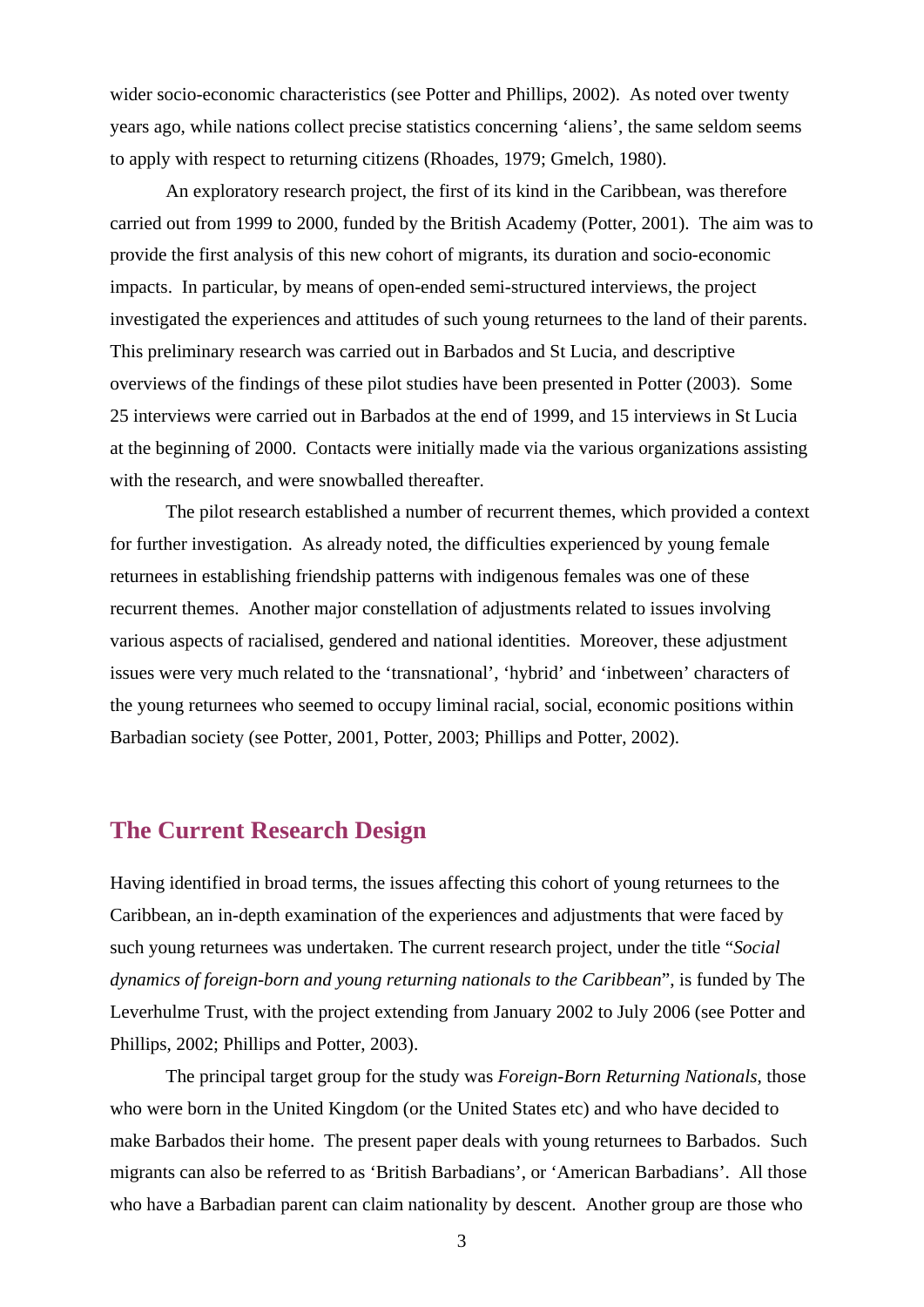wider socio-economic characteristics (see Potter and Phillips, 2002). As noted over twenty years ago, while nations collect precise statistics concerning 'aliens', the same seldom seems to apply with respect to returning citizens (Rhoades, 1979; Gmelch, 1980).

An exploratory research project, the first of its kind in the Caribbean, was therefore carried out from 1999 to 2000, funded by the British Academy (Potter, 2001). The aim was to provide the first analysis of this new cohort of migrants, its duration and socio-economic impacts. In particular, by means of open-ended semi-structured interviews, the project investigated the experiences and attitudes of such young returnees to the land of their parents. This preliminary research was carried out in Barbados and St Lucia, and descriptive overviews of the findings of these pilot studies have been presented in Potter (2003). Some 25 interviews were carried out in Barbados at the end of 1999, and 15 interviews in St Lucia at the beginning of 2000. Contacts were initially made via the various organizations assisting with the research, and were snowballed thereafter.

The pilot research established a number of recurrent themes, which provided a context for further investigation. As already noted, the difficulties experienced by young female returnees in establishing friendship patterns with indigenous females was one of these recurrent themes. Another major constellation of adjustments related to issues involving various aspects of racialised, gendered and national identities. Moreover, these adjustment issues were very much related to the 'transnational', 'hybrid' and 'inbetween' characters of the young returnees who seemed to occupy liminal racial, social, economic positions within Barbadian society (see Potter, 2001, Potter, 2003; Phillips and Potter, 2002).

## The Current Research Design

Having identified in broad terms, the issues affecting this cohort of young returnees to the Caribbean, an in-depth examination of the experiences and adjustments that were faced by such young returnees was undertaken. The current research project, under the title "*Social dynamics of foreign-born and young returning nationals to the Caribbean*", is funded by The Leverhulme Trust, with the project extending from January 2002 to July 2006 (see Potter and Phillips, 2002; Phillips and Potter, 2003).

The principal target group for the study was *Foreign-Born Returning Nationals*, those who were born in the United Kingdom (or the United States etc) and who have decided to make Barbados their home. The present paper deals with young returnees to Barbados. Such migrants can also be referred to as 'British Barbadians', or 'American Barbadians'. All those who have a Barbadian parent can claim nationality by descent. Another group are those who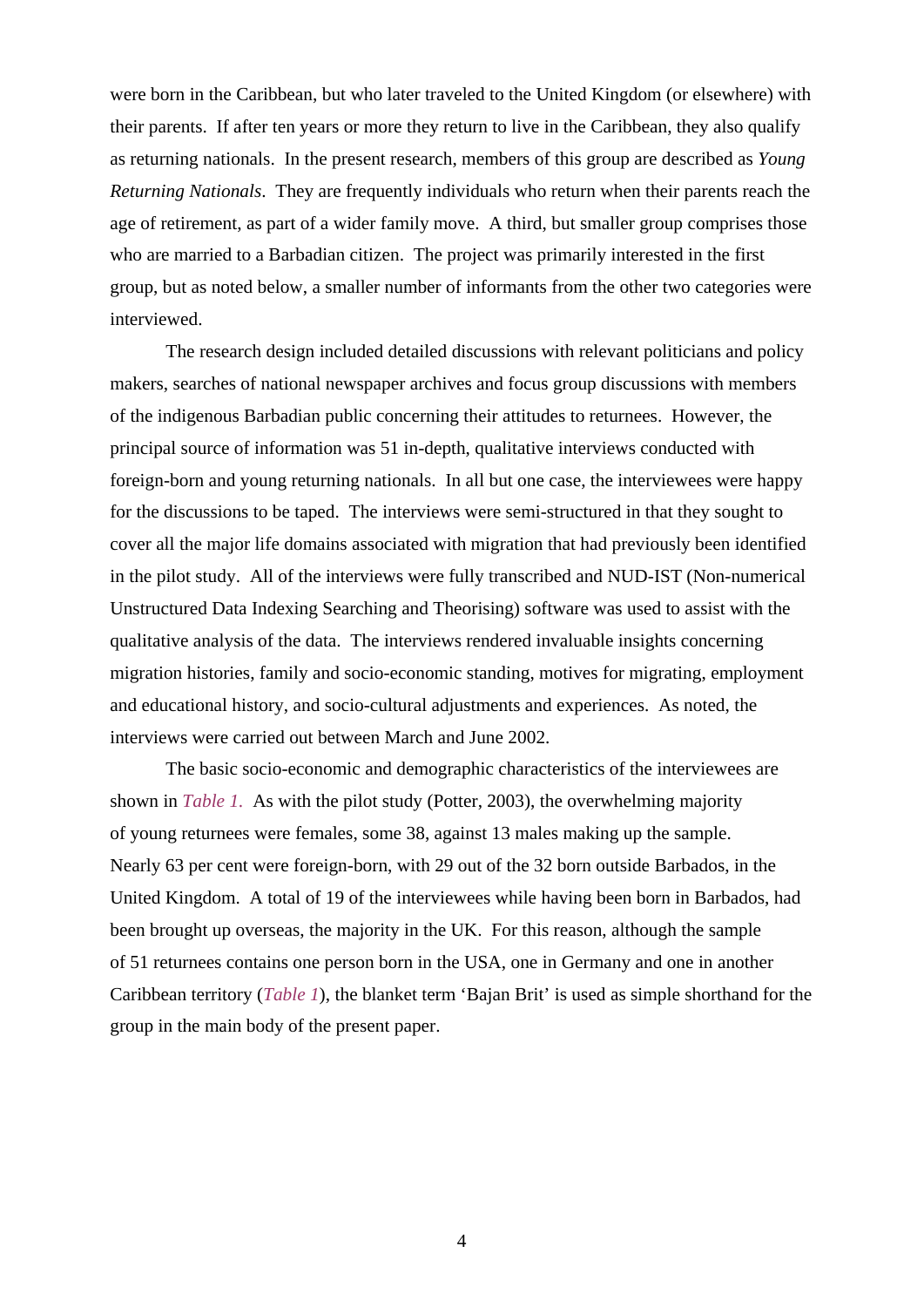were born in the Caribbean, but who later traveled to the United Kingdom (or elsewhere) with their parents. If after ten years or more they return to live in the Caribbean, they also qualify as returning nationals. In the present research, members of this group are described as *Young Returning Nationals*. They are frequently individuals who return when their parents reach the age of retirement, as part of a wider family move. A third, but smaller group comprises those who are married to a Barbadian citizen. The project was primarily interested in the first group, but as noted below, a smaller number of informants from the other two categories were interviewed.

The research design included detailed discussions with relevant politicians and policy makers, searches of national newspaper archives and focus group discussions with members of the indigenous Barbadian public concerning their attitudes to returnees. However, the principal source of information was 51 in-depth, qualitative interviews conducted with foreign-born and young returning nationals. In all but one case, the interviewees were happy for the discussions to be taped. The interviews were semi-structured in that they sought to cover all the major life domains associated with migration that had previously been identified in the pilot study. All of the interviews were fully transcribed and NUD-IST (Non-numerical Unstructured Data Indexing Searching and Theorising) software was used to assist with the qualitative analysis of the data. The interviews rendered invaluable insights concerning migration histories, family and socio-economic standing, motives for migrating, employment and educational history, and socio-cultural adjustments and experiences. As noted, the interviews were carried out between March and June 2002.

The basic socio-economic and demographic characteristics of the interviewees are shown in *Table 1.* As with the pilot study (Potter, 2003), the overwhelming majority of young returnees were females, some 38, against 13 males making up the sample. Nearly 63 per cent were foreign-born, with 29 out of the 32 born outside Barbados, in the United Kingdom. A total of 19 of the interviewees while having been born in Barbados, had been brought up overseas, the majority in the UK. For this reason, although the sample of 51 returnees contains one person born in the USA, one in Germany and one in another Caribbean territory (*Table 1*), the blanket term 'Bajan Brit' is used as simple shorthand for the group in the main body of the present paper.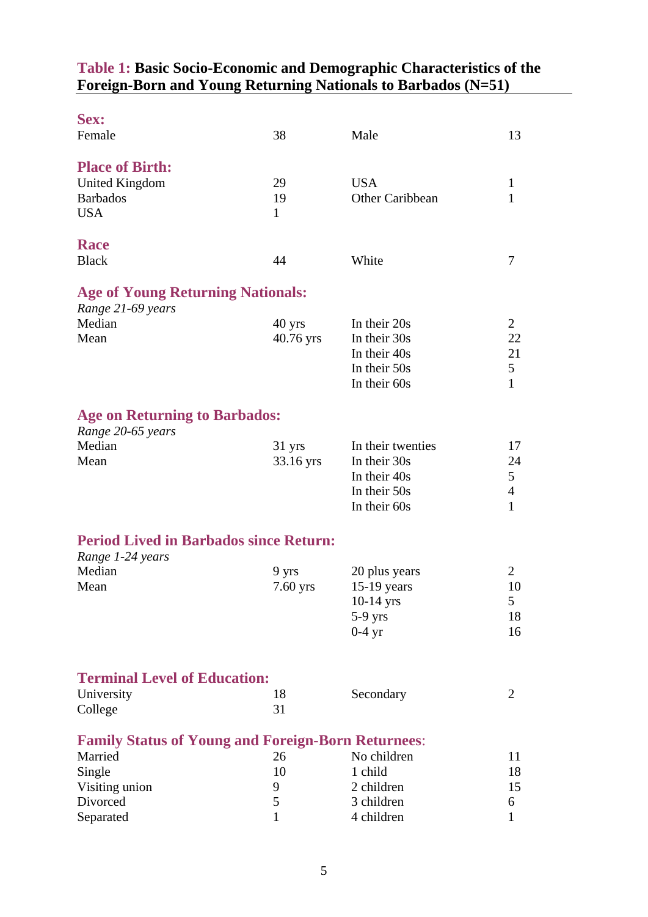**Table 1: Basic Socio-Economic and Demographic Characteristics of the Foreign-Born and Young Returning Nationals to Barbados (N=51)**

| | | | |
|---|---|---|---|
| **Sex:** | | | |
| Female | 38 | Male | 13 |
| **Place of Birth:** | | | |
| United Kingdom | 29 | USA | 1 |
| Barbados | 19 | Other Caribbean | 1 |
| USA | 1 | | |
| **Race** | | | |
| Black | 44 | White | 7 |
| **Age of Young Returning Nationals:** | | | |
| *Range 21-69 years* | | | |
| Median | 40 yrs | In their 20s | 2 |
| Mean | 40.76 yrs | In their 30s | 22 |
| | | In their 40s | 21 |
| | | In their 50s | 5 |
| | | In their 60s | 1 |
| **Age on Returning to Barbados:** | | | |
| *Range 20-65 years* | | | |
| Median | 31 yrs | In their twenties | 17 |
| Mean | 33.16 yrs | In their 30s | 24 |
| | | In their 40s | 5 |
| | | In their 50s | 4 |
| | | In their 60s | 1 |
| **Period Lived in Barbados since Return:** | | | |
| *Range 1-24 years* | | | |
| Median | 9 yrs | 20 plus years | 2 |
| Mean | 7.60 yrs | 15-19 years | 10 |
| | | 10-14 yrs | 5 |
| | | 5-9 yrs | 18 |
| | | 0-4 yr | 16 |
| **Terminal Level of Education:** | | | |
| University | 18 | Secondary | 2 |
| College | 31 | | |
| **Family Status of Young and Foreign-Born Returnees:** | | | |
| Married | 26 | No children | 11 |
| Single | 10 | 1 child | 18 |
| Visiting union | 9 | 2 children | 15 |
| Divorced | 5 | 3 children | 6 |
| Separated | 1 | 4 children | 1 |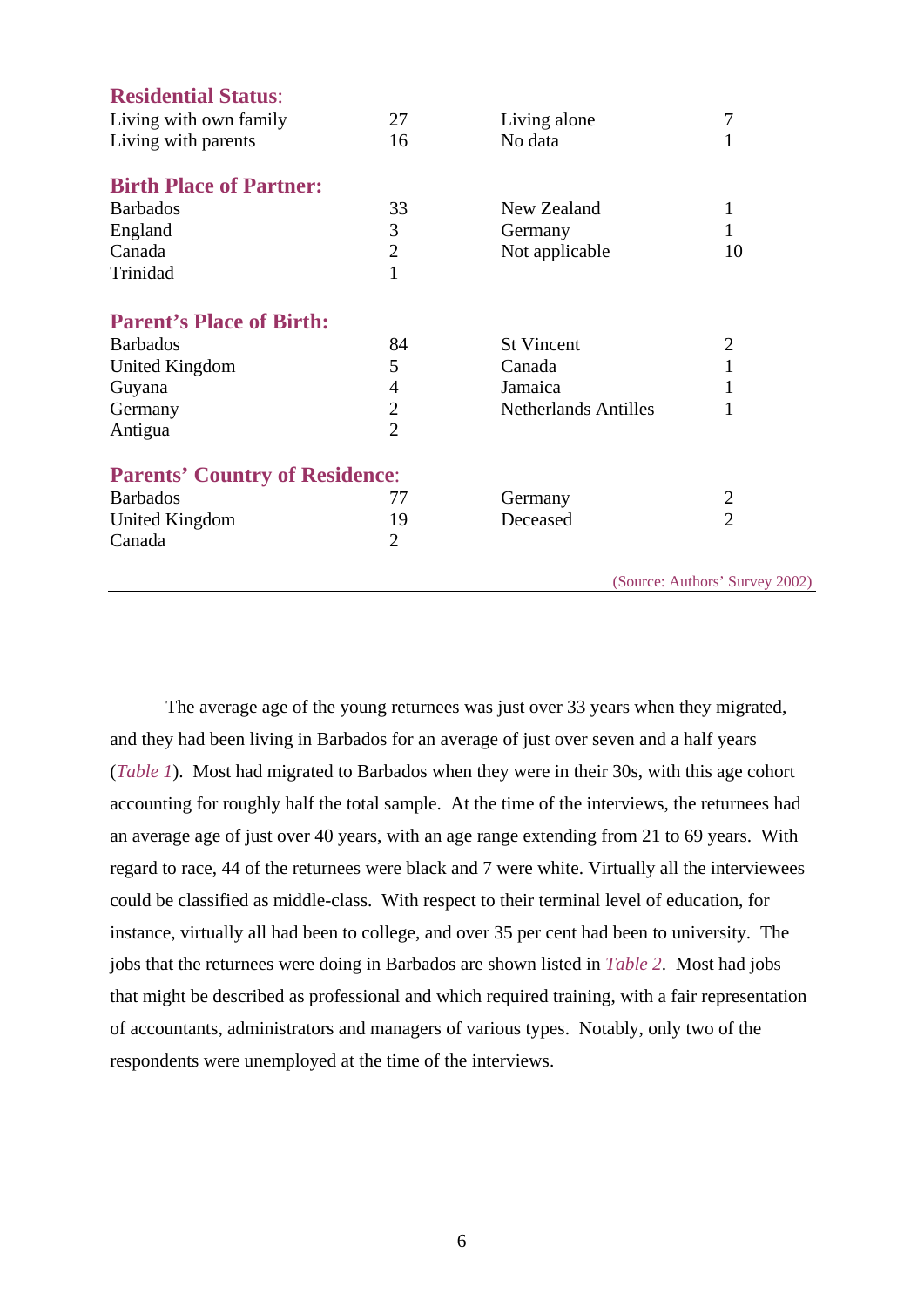| | | | |
|---|---|---|---|
| **Residential Status:** | | | |
| Living with own family | 27 | Living alone | 7 |
| Living with parents | 16 | No data | 1 |
| **Birth Place of Partner:** | | | |
| Barbados | 33 | New Zealand | 1 |
| England | 3 | Germany | 1 |
| Canada | 2 | Not applicable | 10 |
| Trinidad | 1 | | |
| **Parent's Place of Birth:** | | | |
| Barbados | 84 | St Vincent | 2 |
| United Kingdom | 5 | Canada | 1 |
| Guyana | 4 | Jamaica | 1 |
| Germany | 2 | Netherlands Antilles | 1 |
| Antigua | 2 | | |
| **Parents' Country of Residence:** | | | |
| Barbados | 77 | Germany | 2 |
| United Kingdom | 19 | Deceased | 2 |
| Canada | 2 | | |

(Source: Authors' Survey 2002)

The average age of the young returnees was just over 33 years when they migrated, and they had been living in Barbados for an average of just over seven and a half years (*Table 1*). Most had migrated to Barbados when they were in their 30s, with this age cohort accounting for roughly half the total sample. At the time of the interviews, the returnees had an average age of just over 40 years, with an age range extending from 21 to 69 years. With regard to race, 44 of the returnees were black and 7 were white. Virtually all the interviewees could be classified as middle-class. With respect to their terminal level of education, for instance, virtually all had been to college, and over 35 per cent had been to university. The jobs that the returnees were doing in Barbados are shown listed in *Table 2*. Most had jobs that might be described as professional and which required training, with a fair representation of accountants, administrators and managers of various types. Notably, only two of the respondents were unemployed at the time of the interviews.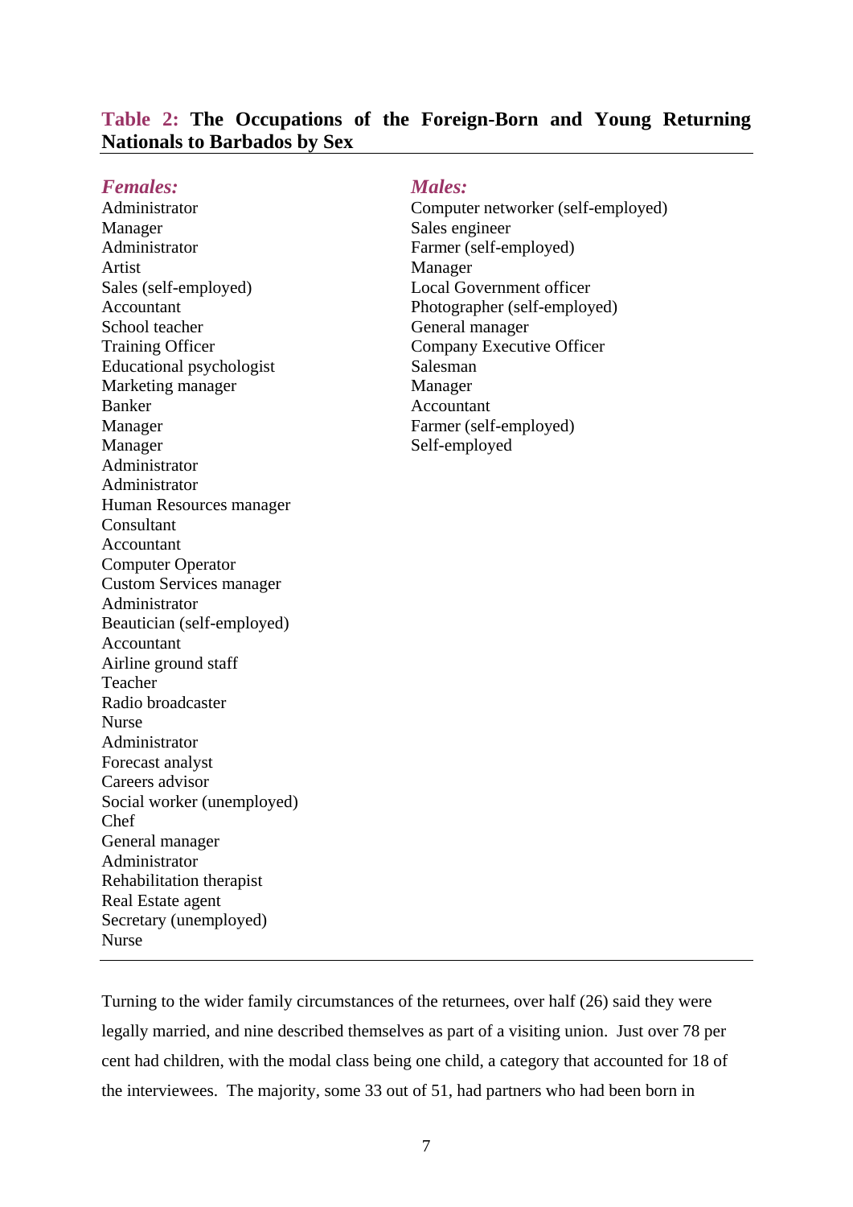**Table 2: The Occupations of the Foreign-Born and Young Returning Nationals to Barbados by Sex**

| *Females:* | *Males:* |
|---|---|
| Administrator | Computer networker (self-employed) |
| Manager | Sales engineer |
| Administrator | Farmer (self-employed) |
| Artist | Manager |
| Sales (self-employed) | Local Government officer |
| Accountant | Photographer (self-employed) |
| School teacher | General manager |
| Training Officer | Company Executive Officer |
| Educational psychologist | Salesman |
| Marketing manager | Manager |
| Banker | Accountant |
| Manager | Farmer (self-employed) |
| Manager | Self-employed |
| Administrator | |
| Administrator | |
| Human Resources manager | |
| Consultant | |
| Accountant | |
| Computer Operator | |
| Custom Services manager | |
| Administrator | |
| Beautician (self-employed) | |
| Accountant | |
| Airline ground staff | |
| Teacher | |
| Radio broadcaster | |
| Nurse | |
| Administrator | |
| Forecast analyst | |
| Careers advisor | |
| Social worker (unemployed) | |
| Chef | |
| General manager | |
| Administrator | |
| Rehabilitation therapist | |
| Real Estate agent | |
| Secretary (unemployed) | |
| Nurse | |

Turning to the wider family circumstances of the returnees, over half (26) said they were legally married, and nine described themselves as part of a visiting union. Just over 78 per cent had children, with the modal class being one child, a category that accounted for 18 of the interviewees. The majority, some 33 out of 51, had partners who had been born in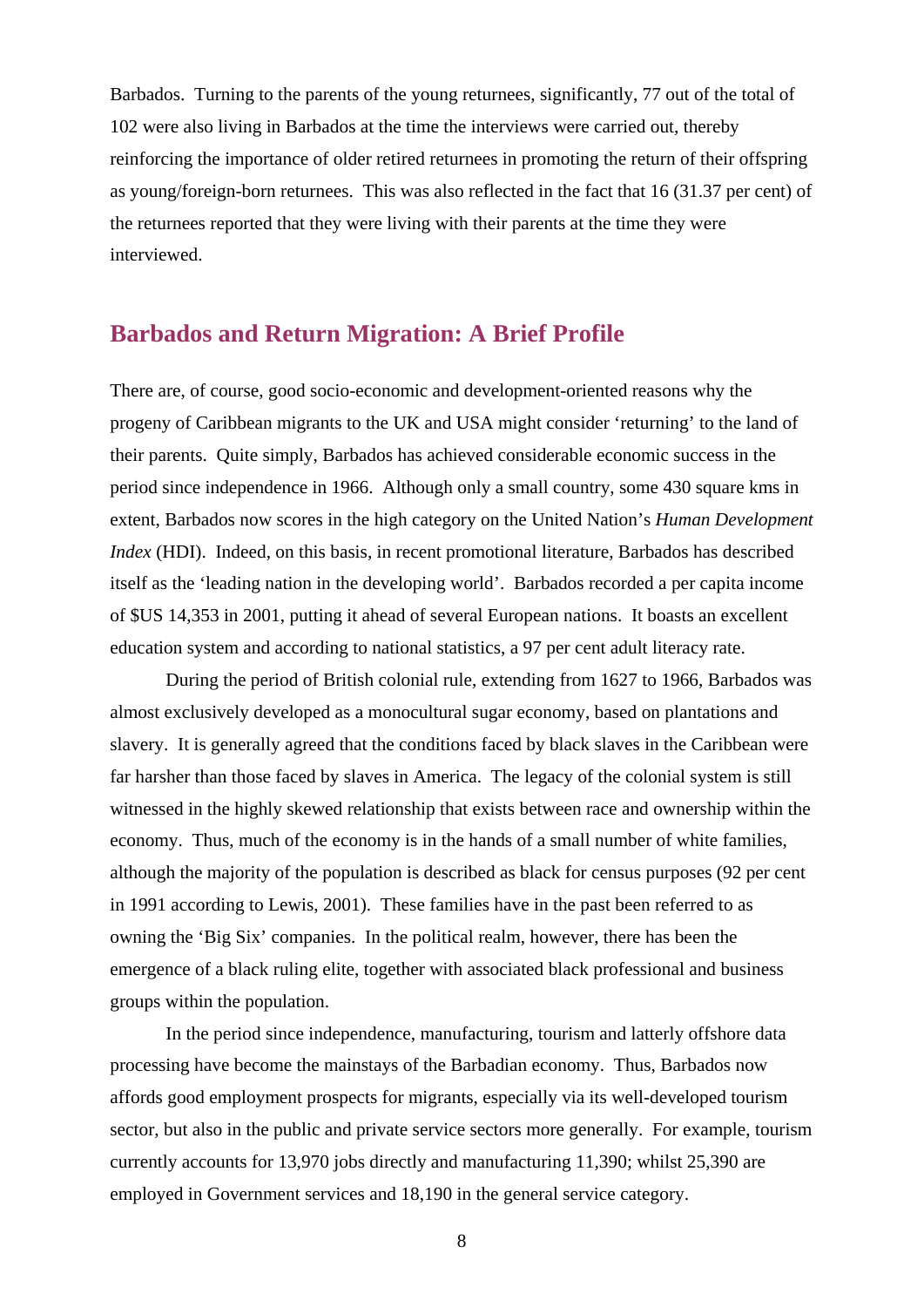Barbados. Turning to the parents of the young returnees, significantly, 77 out of the total of 102 were also living in Barbados at the time the interviews were carried out, thereby reinforcing the importance of older retired returnees in promoting the return of their offspring as young/foreign-born returnees. This was also reflected in the fact that 16 (31.37 per cent) of the returnees reported that they were living with their parents at the time they were interviewed.

## Barbados and Return Migration: A Brief Profile

There are, of course, good socio-economic and development-oriented reasons why the progeny of Caribbean migrants to the UK and USA might consider 'returning' to the land of their parents. Quite simply, Barbados has achieved considerable economic success in the period since independence in 1966. Although only a small country, some 430 square kms in extent, Barbados now scores in the high category on the United Nation's *Human Development Index* (HDI). Indeed, on this basis, in recent promotional literature, Barbados has described itself as the 'leading nation in the developing world'. Barbados recorded a per capita income of $US 14,353 in 2001, putting it ahead of several European nations. It boasts an excellent education system and according to national statistics, a 97 per cent adult literacy rate.

During the period of British colonial rule, extending from 1627 to 1966, Barbados was almost exclusively developed as a monocultural sugar economy, based on plantations and slavery. It is generally agreed that the conditions faced by black slaves in the Caribbean were far harsher than those faced by slaves in America. The legacy of the colonial system is still witnessed in the highly skewed relationship that exists between race and ownership within the economy. Thus, much of the economy is in the hands of a small number of white families, although the majority of the population is described as black for census purposes (92 per cent in 1991 according to Lewis, 2001). These families have in the past been referred to as owning the 'Big Six' companies. In the political realm, however, there has been the emergence of a black ruling elite, together with associated black professional and business groups within the population.

In the period since independence, manufacturing, tourism and latterly offshore data processing have become the mainstays of the Barbadian economy. Thus, Barbados now affords good employment prospects for migrants, especially via its well-developed tourism sector, but also in the public and private service sectors more generally. For example, tourism currently accounts for 13,970 jobs directly and manufacturing 11,390; whilst 25,390 are employed in Government services and 18,190 in the general service category.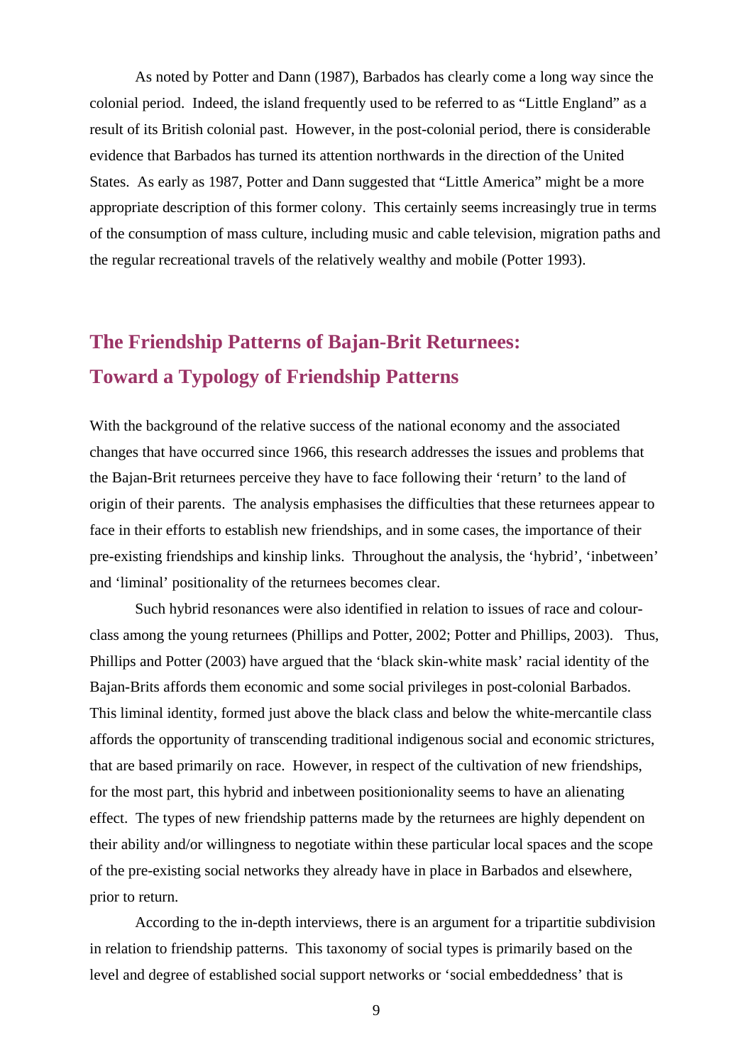As noted by Potter and Dann (1987), Barbados has clearly come a long way since the colonial period. Indeed, the island frequently used to be referred to as "Little England" as a result of its British colonial past. However, in the post-colonial period, there is considerable evidence that Barbados has turned its attention northwards in the direction of the United States. As early as 1987, Potter and Dann suggested that "Little America" might be a more appropriate description of this former colony. This certainly seems increasingly true in terms of the consumption of mass culture, including music and cable television, migration paths and the regular recreational travels of the relatively wealthy and mobile (Potter 1993).

## The Friendship Patterns of Bajan-Brit Returnees: Toward a Typology of Friendship Patterns

With the background of the relative success of the national economy and the associated changes that have occurred since 1966, this research addresses the issues and problems that the Bajan-Brit returnees perceive they have to face following their 'return' to the land of origin of their parents. The analysis emphasises the difficulties that these returnees appear to face in their efforts to establish new friendships, and in some cases, the importance of their pre-existing friendships and kinship links. Throughout the analysis, the 'hybrid', 'inbetween' and 'liminal' positionality of the returnees becomes clear.

Such hybrid resonances were also identified in relation to issues of race and colour-class among the young returnees (Phillips and Potter, 2002; Potter and Phillips, 2003). Thus, Phillips and Potter (2003) have argued that the 'black skin-white mask' racial identity of the Bajan-Brits affords them economic and some social privileges in post-colonial Barbados. This liminal identity, formed just above the black class and below the white-mercantile class affords the opportunity of transcending traditional indigenous social and economic strictures, that are based primarily on race. However, in respect of the cultivation of new friendships, for the most part, this hybrid and inbetween positionionality seems to have an alienating effect. The types of new friendship patterns made by the returnees are highly dependent on their ability and/or willingness to negotiate within these particular local spaces and the scope of the pre-existing social networks they already have in place in Barbados and elsewhere, prior to return.

According to the in-depth interviews, there is an argument for a tripartitie subdivision in relation to friendship patterns. This taxonomy of social types is primarily based on the level and degree of established social support networks or 'social embeddedness' that is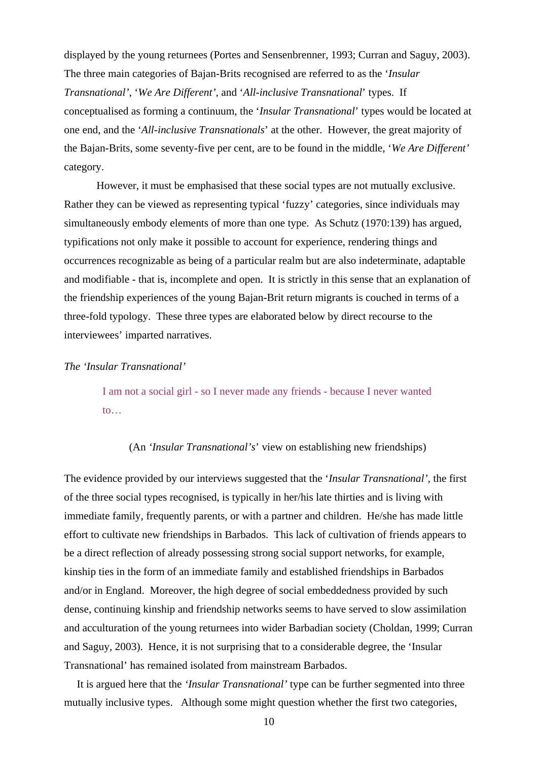displayed by the young returnees (Portes and Sensenbrenner, 1993; Curran and Saguy, 2003). The three main categories of Bajan-Brits recognised are referred to as the '*Insular Transnational'*, '*We Are Different'*, and '*All-inclusive Transnational*' types. If conceptualised as forming a continuum, the '*Insular Transnational*' types would be located at one end, and the '*All-inclusive Transnationals*' at the other. However, the great majority of the Bajan-Brits, some seventy-five per cent, are to be found in the middle, '*We Are Different'* category.

However, it must be emphasised that these social types are not mutually exclusive. Rather they can be viewed as representing typical 'fuzzy' categories, since individuals may simultaneously embody elements of more than one type. As Schutz (1970:139) has argued, typifications not only make it possible to account for experience, rendering things and occurrences recognizable as being of a particular realm but are also indeterminate, adaptable and modifiable - that is, incomplete and open. It is strictly in this sense that an explanation of the friendship experiences of the young Bajan-Brit return migrants is couched in terms of a three-fold typology. These three types are elaborated below by direct recourse to the interviewees' imparted narratives.

### *The 'Insular Transnational'*

> I am not a social girl - so I never made any friends - because I never wanted to…
>
> (An '*Insular Transnational's*' view on establishing new friendships)

The evidence provided by our interviews suggested that the '*Insular Transnational'*, the first of the three social types recognised, is typically in her/his late thirties and is living with immediate family, frequently parents, or with a partner and children. He/she has made little effort to cultivate new friendships in Barbados. This lack of cultivation of friends appears to be a direct reflection of already possessing strong social support networks, for example, kinship ties in the form of an immediate family and established friendships in Barbados and/or in England. Moreover, the high degree of social embeddedness provided by such dense, continuing kinship and friendship networks seems to have served to slow assimilation and acculturation of the young returnees into wider Barbadian society (Choldan, 1999; Curran and Saguy, 2003). Hence, it is not surprising that to a considerable degree, the 'Insular Transnational' has remained isolated from mainstream Barbados.

It is argued here that the *'Insular Transnational'* type can be further segmented into three mutually inclusive types. Although some might question whether the first two categories,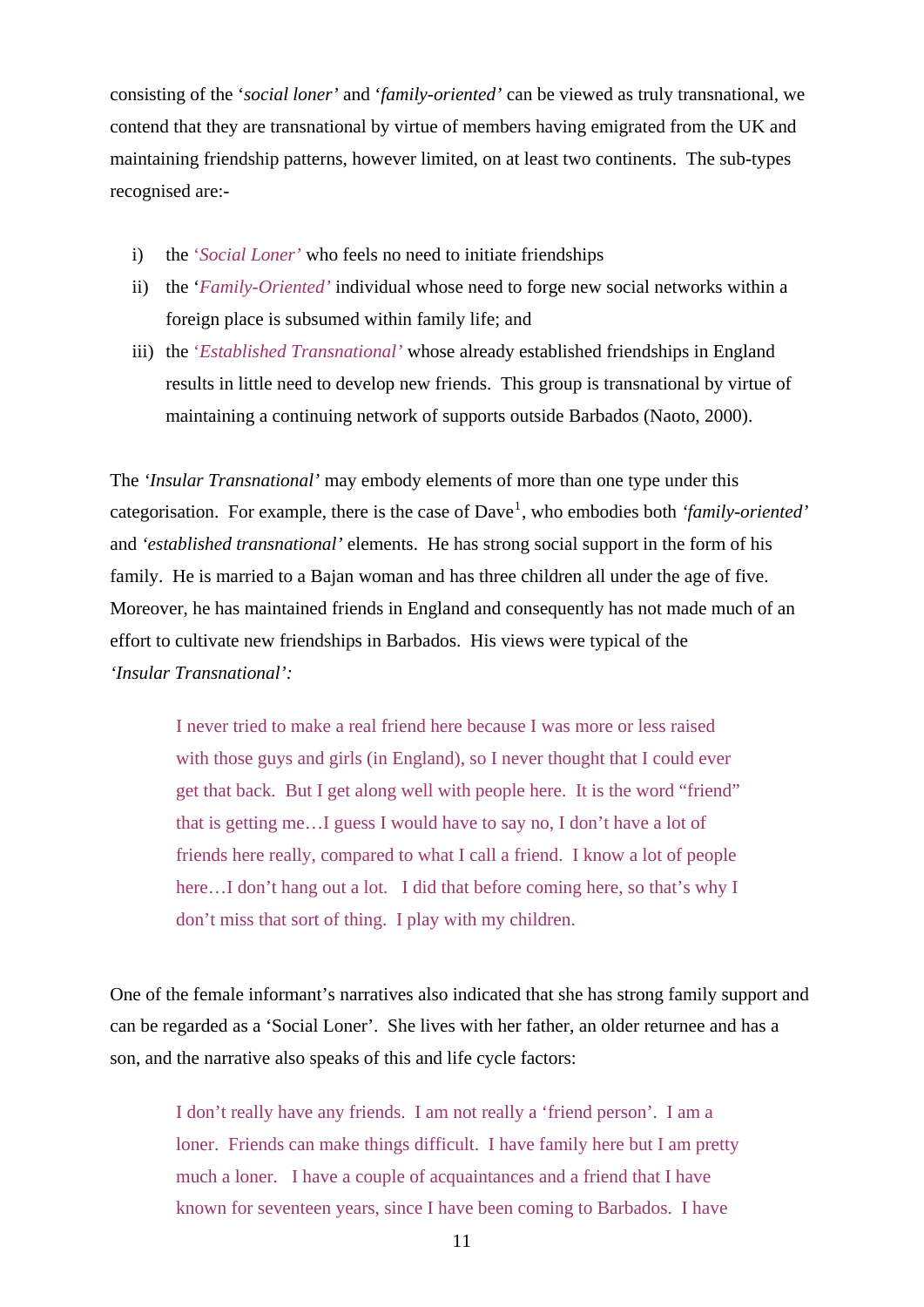consisting of the '*social loner'* and '*family-oriented'* can be viewed as truly transnational, we contend that they are transnational by virtue of members having emigrated from the UK and maintaining friendship patterns, however limited, on at least two continents. The sub-types recognised are:-

i) the '*Social Loner'* who feels no need to initiate friendships
ii) the '*Family-Oriented'* individual whose need to forge new social networks within a foreign place is subsumed within family life; and
iii) the '*Established Transnational'* whose already established friendships in England results in little need to develop new friends. This group is transnational by virtue of maintaining a continuing network of supports outside Barbados (Naoto, 2000).

The '*Insular Transnational'* may embody elements of more than one type under this categorisation. For example, there is the case of Dave[1], who embodies both '*family-oriented'* and '*established transnational'* elements. He has strong social support in the form of his family. He is married to a Bajan woman and has three children all under the age of five. Moreover, he has maintained friends in England and consequently has not made much of an effort to cultivate new friendships in Barbados. His views were typical of the '*Insular Transnational'*:

> I never tried to make a real friend here because I was more or less raised with those guys and girls (in England), so I never thought that I could ever get that back. But I get along well with people here. It is the word "friend" that is getting me…I guess I would have to say no, I don't have a lot of friends here really, compared to what I call a friend. I know a lot of people here…I don't hang out a lot. I did that before coming here, so that's why I don't miss that sort of thing. I play with my children.

One of the female informant's narratives also indicated that she has strong family support and can be regarded as a 'Social Loner'. She lives with her father, an older returnee and has a son, and the narrative also speaks of this and life cycle factors:

> I don't really have any friends. I am not really a 'friend person'. I am a loner. Friends can make things difficult. I have family here but I am pretty much a loner. I have a couple of acquaintances and a friend that I have known for seventeen years, since I have been coming to Barbados. I have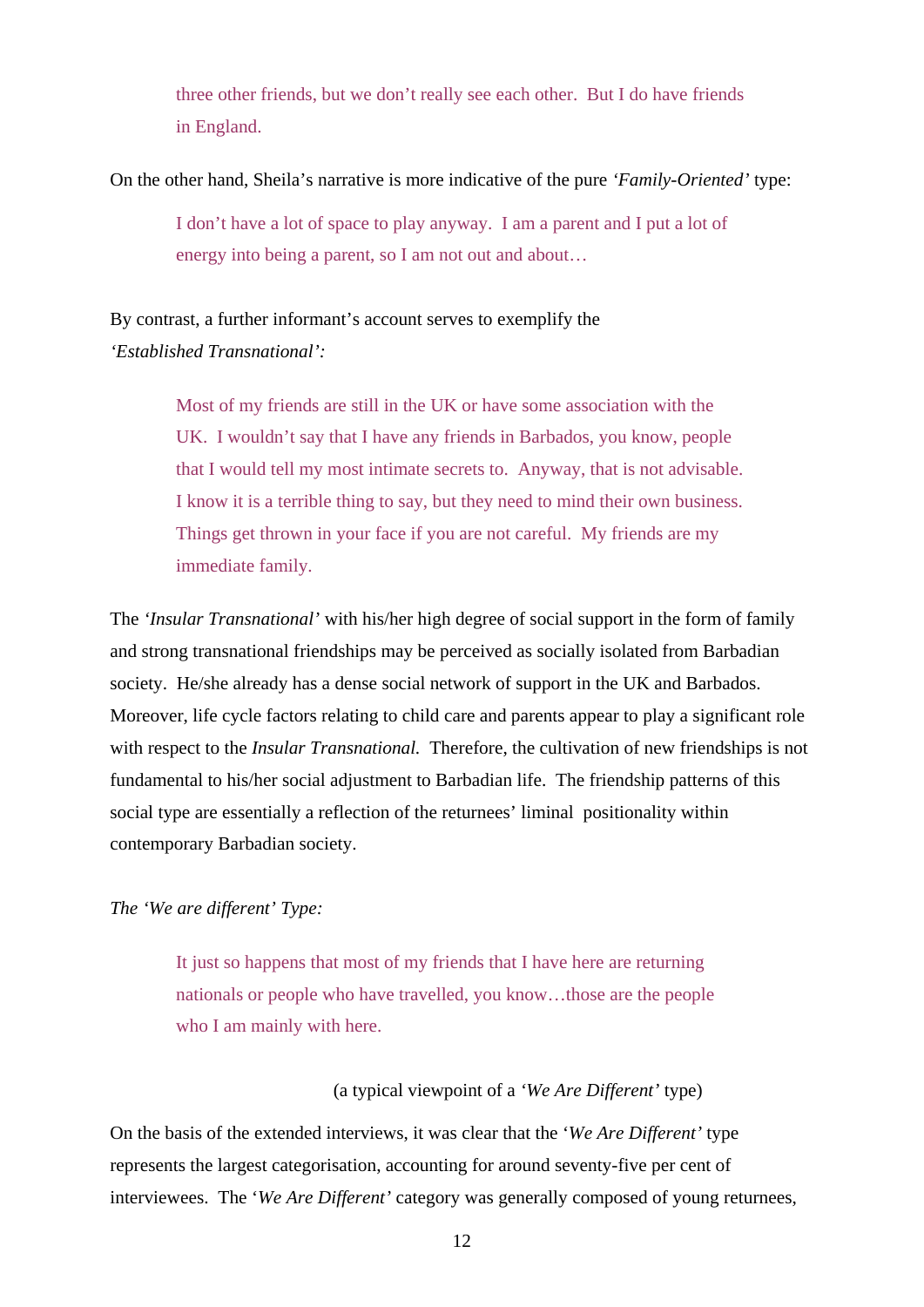> three other friends, but we don't really see each other. But I do have friends in England.

On the other hand, Sheila's narrative is more indicative of the pure *'Family-Oriented'* type:

> I don't have a lot of space to play anyway. I am a parent and I put a lot of energy into being a parent, so I am not out and about…

By contrast, a further informant's account serves to exemplify the *'Established Transnational':*

> Most of my friends are still in the UK or have some association with the UK. I wouldn't say that I have any friends in Barbados, you know, people that I would tell my most intimate secrets to. Anyway, that is not advisable. I know it is a terrible thing to say, but they need to mind their own business. Things get thrown in your face if you are not careful. My friends are my immediate family.

The *'Insular Transnational'* with his/her high degree of social support in the form of family and strong transnational friendships may be perceived as socially isolated from Barbadian society. He/she already has a dense social network of support in the UK and Barbados. Moreover, life cycle factors relating to child care and parents appear to play a significant role with respect to the *Insular Transnational.* Therefore, the cultivation of new friendships is not fundamental to his/her social adjustment to Barbadian life. The friendship patterns of this social type are essentially a reflection of the returnees' liminal positionality within contemporary Barbadian society.

*The 'We are different' Type:*

> It just so happens that most of my friends that I have here are returning nationals or people who have travelled, you know…those are the people who I am mainly with here.

(a typical viewpoint of a *'We Are Different'* type)

On the basis of the extended interviews, it was clear that the '*We Are Different'* type represents the largest categorisation, accounting for around seventy-five per cent of interviewees. The '*We Are Different'* category was generally composed of young returnees,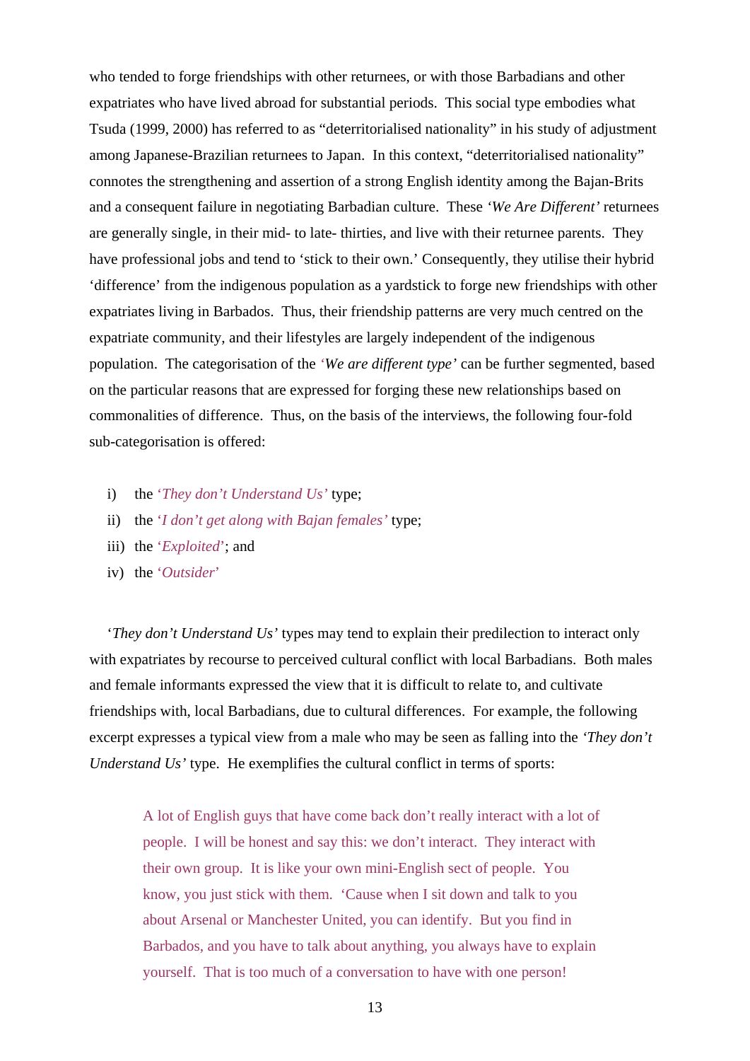who tended to forge friendships with other returnees, or with those Barbadians and other expatriates who have lived abroad for substantial periods. This social type embodies what Tsuda (1999, 2000) has referred to as "deterritorialised nationality" in his study of adjustment among Japanese-Brazilian returnees to Japan. In this context, "deterritorialised nationality" connotes the strengthening and assertion of a strong English identity among the Bajan-Brits and a consequent failure in negotiating Barbadian culture. These *'We Are Different'* returnees are generally single, in their mid- to late- thirties, and live with their returnee parents. They have professional jobs and tend to 'stick to their own.' Consequently, they utilise their hybrid 'difference' from the indigenous population as a yardstick to forge new friendships with other expatriates living in Barbados. Thus, their friendship patterns are very much centred on the expatriate community, and their lifestyles are largely independent of the indigenous population. The categorisation of the *'We are different type'* can be further segmented, based on the particular reasons that are expressed for forging these new relationships based on commonalities of difference. Thus, on the basis of the interviews, the following four-fold sub-categorisation is offered:

i) the *'They don't Understand Us'* type;
ii) the *'I don't get along with Bajan females'* type;
iii) the *'Exploited'*; and
iv) the *'Outsider'*

*'They don't Understand Us'* types may tend to explain their predilection to interact only with expatriates by recourse to perceived cultural conflict with local Barbadians. Both males and female informants expressed the view that it is difficult to relate to, and cultivate friendships with, local Barbadians, due to cultural differences. For example, the following excerpt expresses a typical view from a male who may be seen as falling into the *'They don't Understand Us'* type. He exemplifies the cultural conflict in terms of sports:

> A lot of English guys that have come back don't really interact with a lot of people. I will be honest and say this: we don't interact. They interact with their own group. It is like your own mini-English sect of people. You know, you just stick with them. 'Cause when I sit down and talk to you about Arsenal or Manchester United, you can identify. But you find in Barbados, and you have to talk about anything, you always have to explain yourself. That is too much of a conversation to have with one person!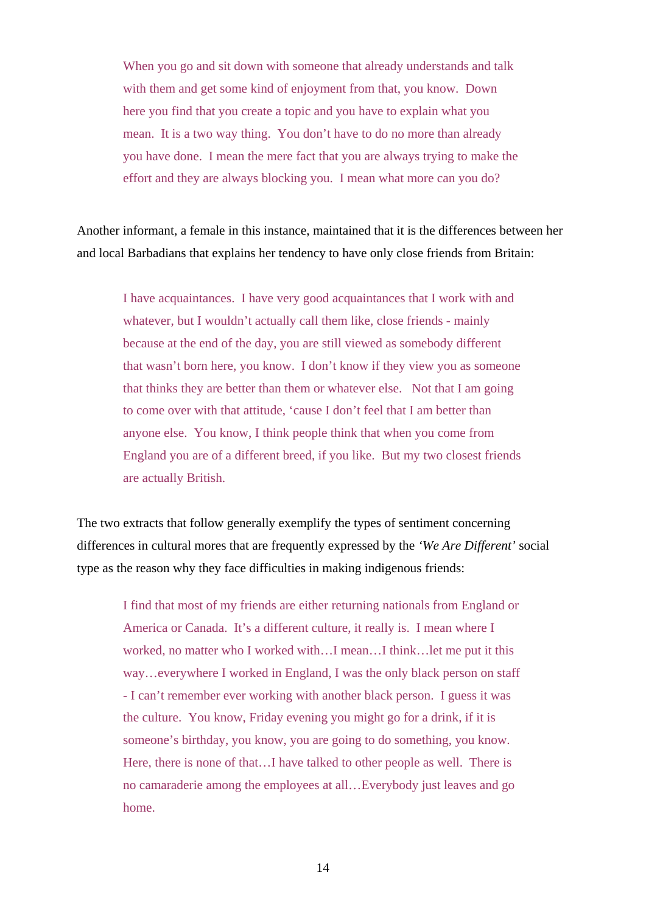> When you go and sit down with someone that already understands and talk with them and get some kind of enjoyment from that, you know. Down here you find that you create a topic and you have to explain what you mean. It is a two way thing. You don't have to do no more than already you have done. I mean the mere fact that you are always trying to make the effort and they are always blocking you. I mean what more can you do?

Another informant, a female in this instance, maintained that it is the differences between her and local Barbadians that explains her tendency to have only close friends from Britain:

> I have acquaintances. I have very good acquaintances that I work with and whatever, but I wouldn't actually call them like, close friends - mainly because at the end of the day, you are still viewed as somebody different that wasn't born here, you know. I don't know if they view you as someone that thinks they are better than them or whatever else. Not that I am going to come over with that attitude, 'cause I don't feel that I am better than anyone else. You know, I think people think that when you come from England you are of a different breed, if you like. But my two closest friends are actually British.

The two extracts that follow generally exemplify the types of sentiment concerning differences in cultural mores that are frequently expressed by the *'We Are Different'* social type as the reason why they face difficulties in making indigenous friends:

> I find that most of my friends are either returning nationals from England or America or Canada. It's a different culture, it really is. I mean where I worked, no matter who I worked with…I mean…I think…let me put it this way…everywhere I worked in England, I was the only black person on staff - I can't remember ever working with another black person. I guess it was the culture. You know, Friday evening you might go for a drink, if it is someone's birthday, you know, you are going to do something, you know. Here, there is none of that…I have talked to other people as well. There is no camaraderie among the employees at all…Everybody just leaves and go home.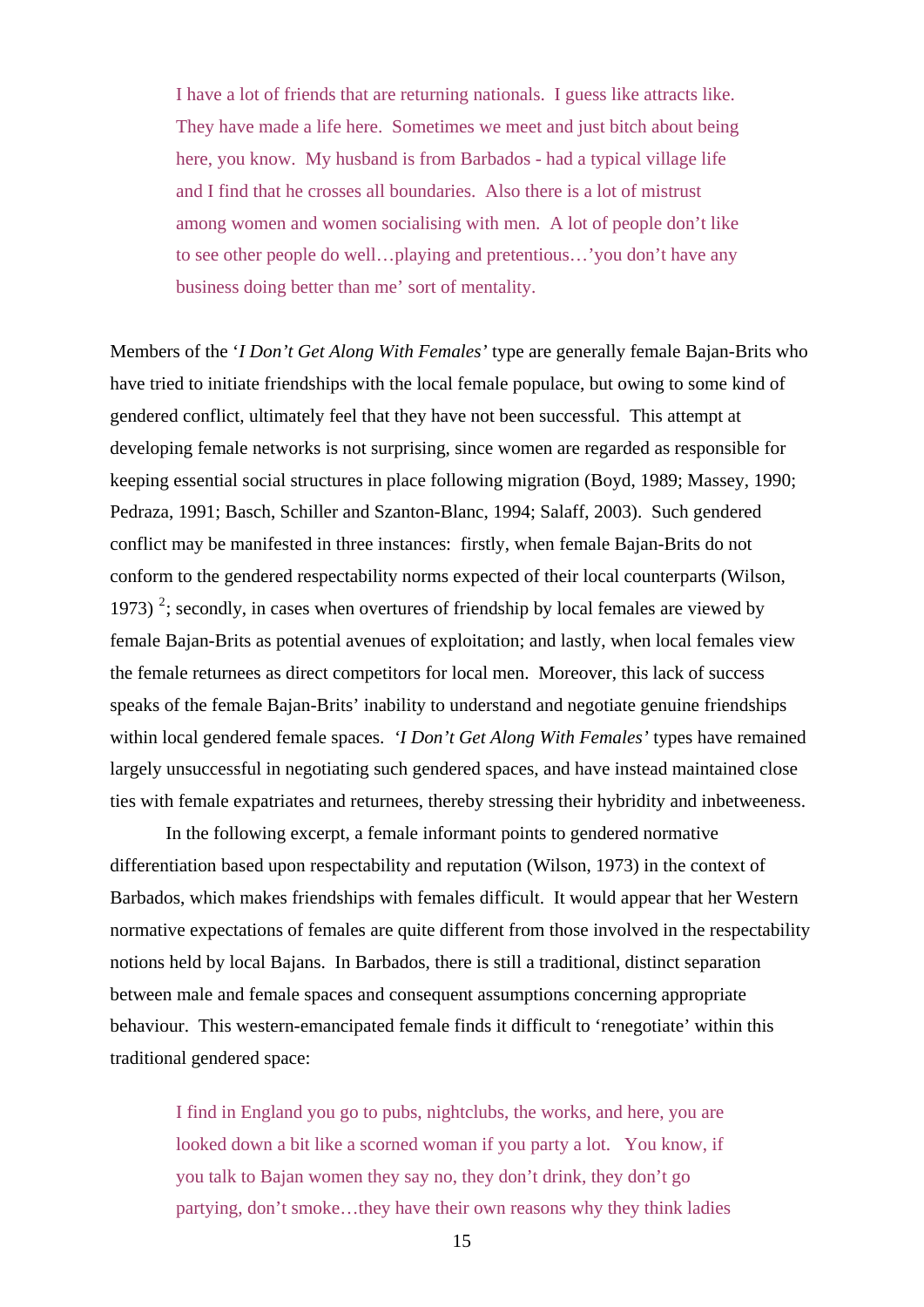> I have a lot of friends that are returning nationals. I guess like attracts like. They have made a life here. Sometimes we meet and just bitch about being here, you know. My husband is from Barbados - had a typical village life and I find that he crosses all boundaries. Also there is a lot of mistrust among women and women socialising with men. A lot of people don't like to see other people do well…playing and pretentious…'you don't have any business doing better than me' sort of mentality.

Members of the '*I Don't Get Along With Females'* type are generally female Bajan-Brits who have tried to initiate friendships with the local female populace, but owing to some kind of gendered conflict, ultimately feel that they have not been successful. This attempt at developing female networks is not surprising, since women are regarded as responsible for keeping essential social structures in place following migration (Boyd, 1989; Massey, 1990; Pedraza, 1991; Basch, Schiller and Szanton-Blanc, 1994; Salaff, 2003). Such gendered conflict may be manifested in three instances: firstly, when female Bajan-Brits do not conform to the gendered respectability norms expected of their local counterparts (Wilson, 1973) [2]; secondly, in cases when overtures of friendship by local females are viewed by female Bajan-Brits as potential avenues of exploitation; and lastly, when local females view the female returnees as direct competitors for local men. Moreover, this lack of success speaks of the female Bajan-Brits' inability to understand and negotiate genuine friendships within local gendered female spaces. *'I Don't Get Along With Females'* types have remained largely unsuccessful in negotiating such gendered spaces, and have instead maintained close ties with female expatriates and returnees, thereby stressing their hybridity and inbetweeness.

In the following excerpt, a female informant points to gendered normative differentiation based upon respectability and reputation (Wilson, 1973) in the context of Barbados, which makes friendships with females difficult. It would appear that her Western normative expectations of females are quite different from those involved in the respectability notions held by local Bajans. In Barbados, there is still a traditional, distinct separation between male and female spaces and consequent assumptions concerning appropriate behaviour. This western-emancipated female finds it difficult to 'renegotiate' within this traditional gendered space:

> I find in England you go to pubs, nightclubs, the works, and here, you are looked down a bit like a scorned woman if you party a lot. You know, if you talk to Bajan women they say no, they don't drink, they don't go partying, don't smoke…they have their own reasons why they think ladies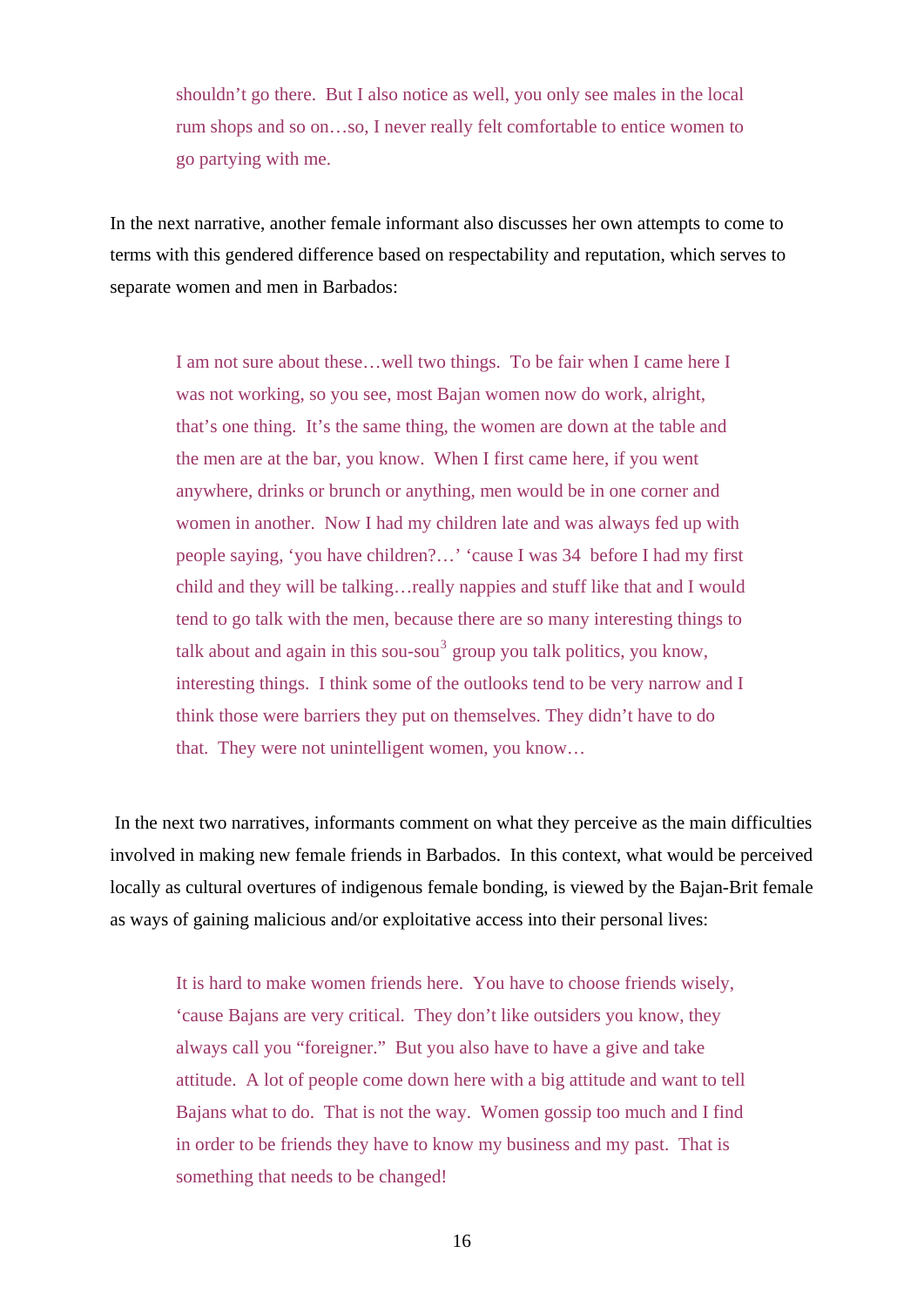> shouldn't go there. But I also notice as well, you only see males in the local rum shops and so on…so, I never really felt comfortable to entice women to go partying with me.

In the next narrative, another female informant also discusses her own attempts to come to terms with this gendered difference based on respectability and reputation, which serves to separate women and men in Barbados:

> I am not sure about these…well two things. To be fair when I came here I was not working, so you see, most Bajan women now do work, alright, that's one thing. It's the same thing, the women are down at the table and the men are at the bar, you know. When I first came here, if you went anywhere, drinks or brunch or anything, men would be in one corner and women in another. Now I had my children late and was always fed up with people saying, 'you have children?…' 'cause I was 34 before I had my first child and they will be talking…really nappies and stuff like that and I would tend to go talk with the men, because there are so many interesting things to talk about and again in this sou-sou[3] group you talk politics, you know, interesting things. I think some of the outlooks tend to be very narrow and I think those were barriers they put on themselves. They didn't have to do that. They were not unintelligent women, you know…

In the next two narratives, informants comment on what they perceive as the main difficulties involved in making new female friends in Barbados. In this context, what would be perceived locally as cultural overtures of indigenous female bonding, is viewed by the Bajan-Brit female as ways of gaining malicious and/or exploitative access into their personal lives:

> It is hard to make women friends here. You have to choose friends wisely, 'cause Bajans are very critical. They don't like outsiders you know, they always call you "foreigner." But you also have to have a give and take attitude. A lot of people come down here with a big attitude and want to tell Bajans what to do. That is not the way. Women gossip too much and I find in order to be friends they have to know my business and my past. That is something that needs to be changed!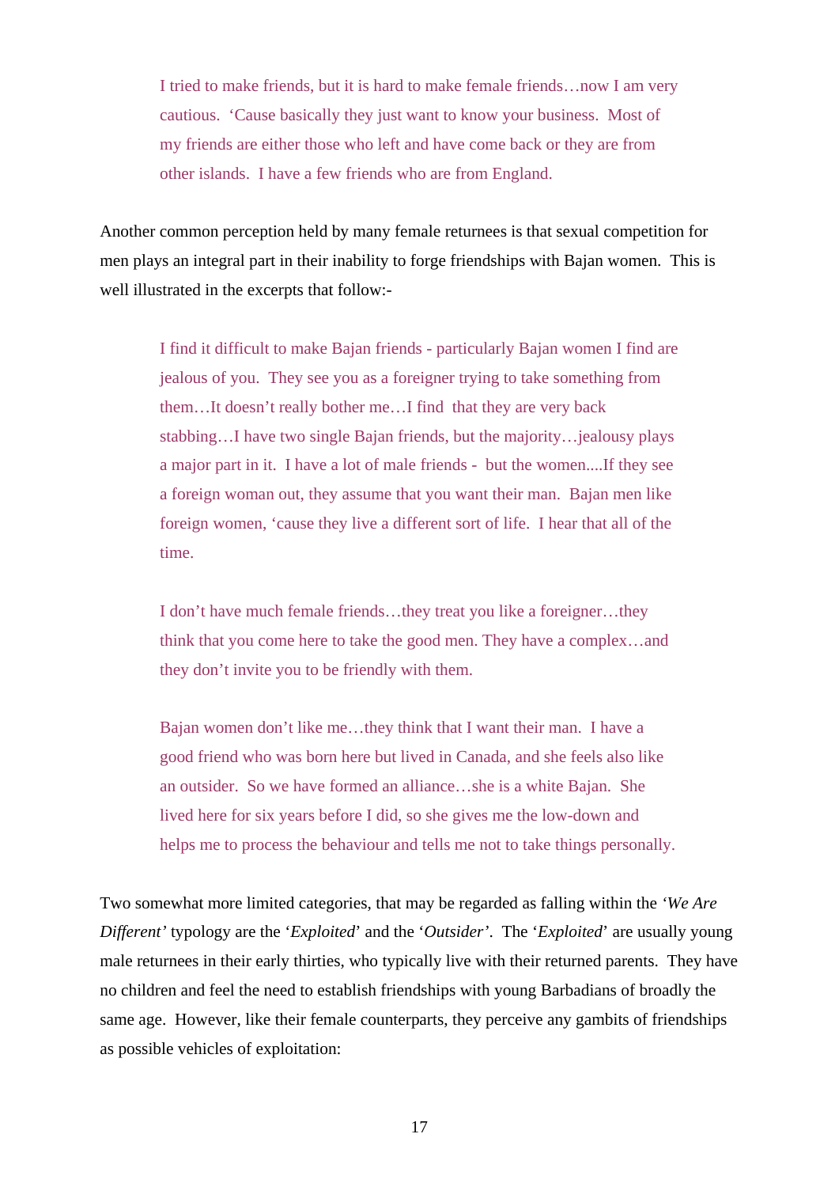> I tried to make friends, but it is hard to make female friends…now I am very cautious. 'Cause basically they just want to know your business. Most of my friends are either those who left and have come back or they are from other islands. I have a few friends who are from England.

Another common perception held by many female returnees is that sexual competition for men plays an integral part in their inability to forge friendships with Bajan women. This is well illustrated in the excerpts that follow:-

> I find it difficult to make Bajan friends - particularly Bajan women I find are jealous of you. They see you as a foreigner trying to take something from them…It doesn't really bother me…I find that they are very back stabbing…I have two single Bajan friends, but the majority…jealousy plays a major part in it. I have a lot of male friends - but the women....If they see a foreign woman out, they assume that you want their man. Bajan men like foreign women, 'cause they live a different sort of life. I hear that all of the time.

> I don't have much female friends…they treat you like a foreigner…they think that you come here to take the good men. They have a complex…and they don't invite you to be friendly with them.

> Bajan women don't like me…they think that I want their man. I have a good friend who was born here but lived in Canada, and she feels also like an outsider. So we have formed an alliance…she is a white Bajan. She lived here for six years before I did, so she gives me the low-down and helps me to process the behaviour and tells me not to take things personally.

Two somewhat more limited categories, that may be regarded as falling within the *'We Are Different'* typology are the '*Exploited*' and the '*Outsider'*. The '*Exploited*' are usually young male returnees in their early thirties, who typically live with their returned parents. They have no children and feel the need to establish friendships with young Barbadians of broadly the same age. However, like their female counterparts, they perceive any gambits of friendships as possible vehicles of exploitation: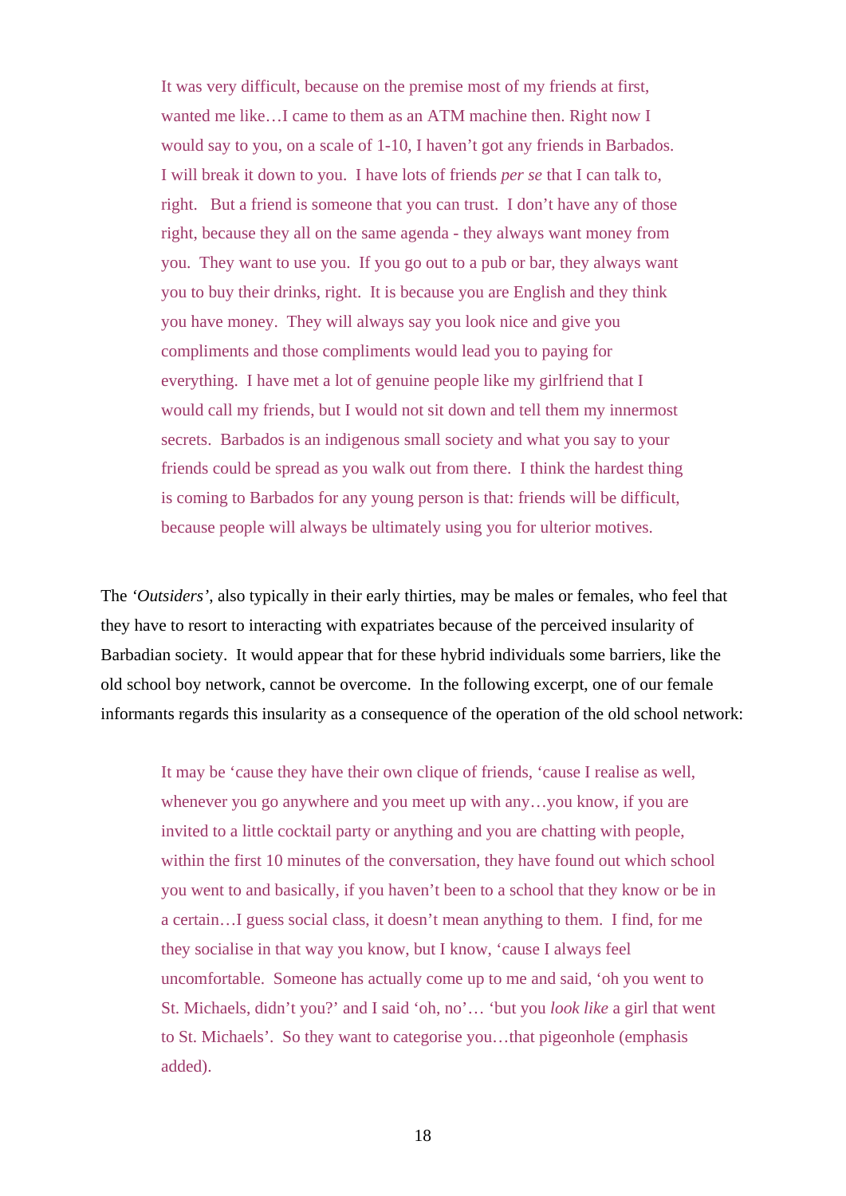> It was very difficult, because on the premise most of my friends at first, wanted me like…I came to them as an ATM machine then. Right now I would say to you, on a scale of 1-10, I haven't got any friends in Barbados. I will break it down to you. I have lots of friends *per se* that I can talk to, right. But a friend is someone that you can trust. I don't have any of those right, because they all on the same agenda - they always want money from you. They want to use you. If you go out to a pub or bar, they always want you to buy their drinks, right. It is because you are English and they think you have money. They will always say you look nice and give you compliments and those compliments would lead you to paying for everything. I have met a lot of genuine people like my girlfriend that I would call my friends, but I would not sit down and tell them my innermost secrets. Barbados is an indigenous small society and what you say to your friends could be spread as you walk out from there. I think the hardest thing is coming to Barbados for any young person is that: friends will be difficult, because people will always be ultimately using you for ulterior motives.

The *'Outsiders'*, also typically in their early thirties, may be males or females, who feel that they have to resort to interacting with expatriates because of the perceived insularity of Barbadian society. It would appear that for these hybrid individuals some barriers, like the old school boy network, cannot be overcome. In the following excerpt, one of our female informants regards this insularity as a consequence of the operation of the old school network:

> It may be 'cause they have their own clique of friends, 'cause I realise as well, whenever you go anywhere and you meet up with any…you know, if you are invited to a little cocktail party or anything and you are chatting with people, within the first 10 minutes of the conversation, they have found out which school you went to and basically, if you haven't been to a school that they know or be in a certain…I guess social class, it doesn't mean anything to them. I find, for me they socialise in that way you know, but I know, 'cause I always feel uncomfortable. Someone has actually come up to me and said, 'oh you went to St. Michaels, didn't you?' and I said 'oh, no'… 'but you *look like* a girl that went to St. Michaels'. So they want to categorise you…that pigeonhole (emphasis added).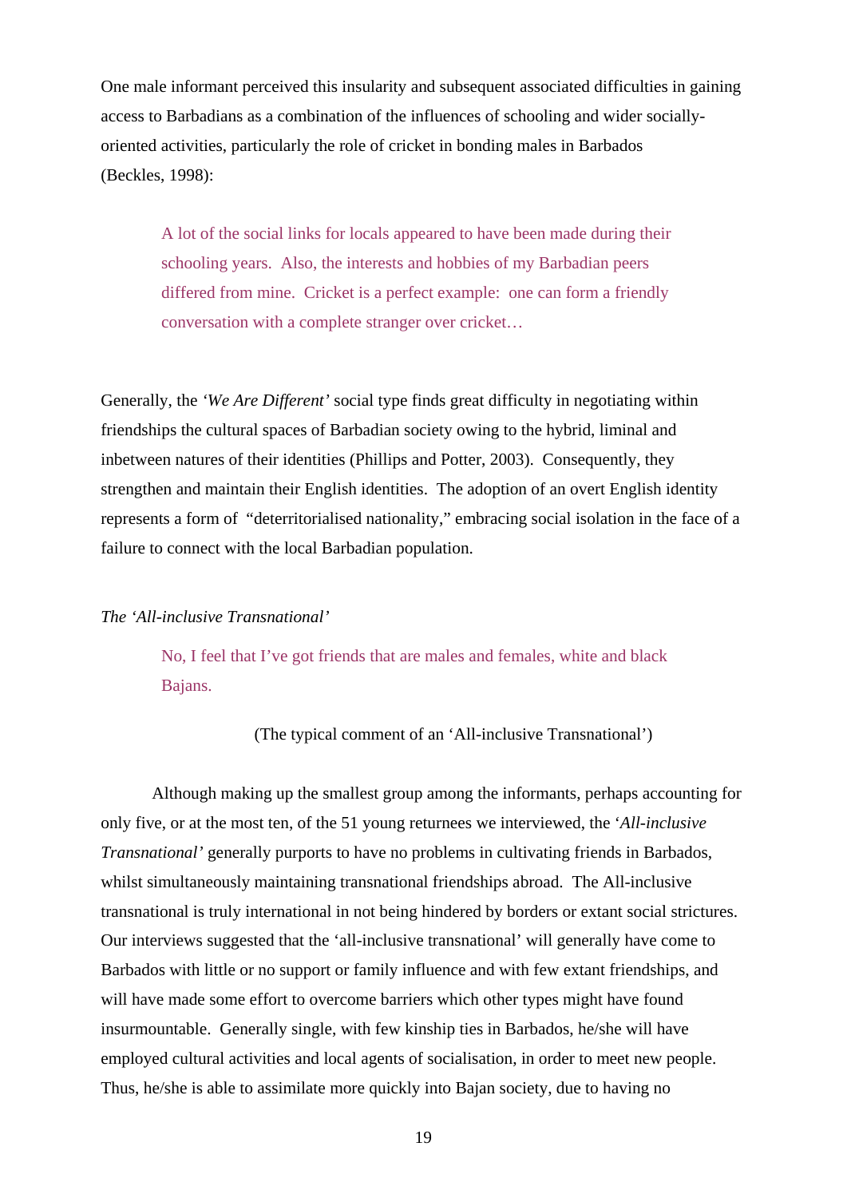One male informant perceived this insularity and subsequent associated difficulties in gaining access to Barbadians as a combination of the influences of schooling and wider socially-oriented activities, particularly the role of cricket in bonding males in Barbados (Beckles, 1998):

> A lot of the social links for locals appeared to have been made during their schooling years. Also, the interests and hobbies of my Barbadian peers differed from mine. Cricket is a perfect example: one can form a friendly conversation with a complete stranger over cricket…

Generally, the *'We Are Different'* social type finds great difficulty in negotiating within friendships the cultural spaces of Barbadian society owing to the hybrid, liminal and inbetween natures of their identities (Phillips and Potter, 2003). Consequently, they strengthen and maintain their English identities. The adoption of an overt English identity represents a form of "deterritorialised nationality," embracing social isolation in the face of a failure to connect with the local Barbadian population.

*The 'All-inclusive Transnational'*

> No, I feel that I've got friends that are males and females, white and black Bajans.

(The typical comment of an 'All-inclusive Transnational')

Although making up the smallest group among the informants, perhaps accounting for only five, or at the most ten, of the 51 young returnees we interviewed, the '*All-inclusive Transnational'* generally purports to have no problems in cultivating friends in Barbados, whilst simultaneously maintaining transnational friendships abroad. The All-inclusive transnational is truly international in not being hindered by borders or extant social strictures. Our interviews suggested that the 'all-inclusive transnational' will generally have come to Barbados with little or no support or family influence and with few extant friendships, and will have made some effort to overcome barriers which other types might have found insurmountable. Generally single, with few kinship ties in Barbados, he/she will have employed cultural activities and local agents of socialisation, in order to meet new people. Thus, he/she is able to assimilate more quickly into Bajan society, due to having no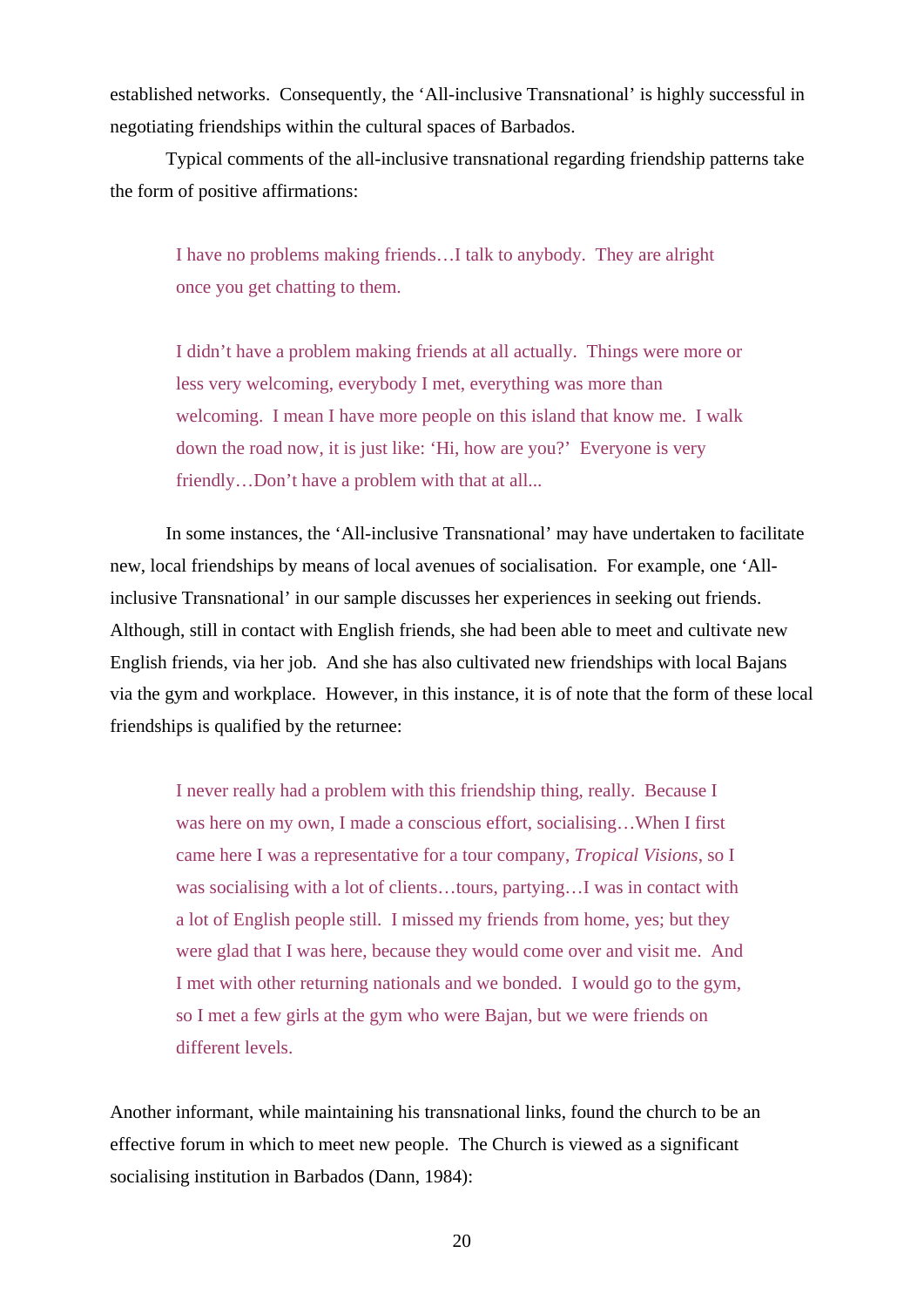established networks. Consequently, the 'All-inclusive Transnational' is highly successful in negotiating friendships within the cultural spaces of Barbados.

Typical comments of the all-inclusive transnational regarding friendship patterns take the form of positive affirmations:

> I have no problems making friends…I talk to anybody. They are alright once you get chatting to them.

> I didn't have a problem making friends at all actually. Things were more or less very welcoming, everybody I met, everything was more than welcoming. I mean I have more people on this island that know me. I walk down the road now, it is just like: 'Hi, how are you?' Everyone is very friendly…Don't have a problem with that at all...

In some instances, the 'All-inclusive Transnational' may have undertaken to facilitate new, local friendships by means of local avenues of socialisation. For example, one 'All-inclusive Transnational' in our sample discusses her experiences in seeking out friends. Although, still in contact with English friends, she had been able to meet and cultivate new English friends, via her job. And she has also cultivated new friendships with local Bajans via the gym and workplace. However, in this instance, it is of note that the form of these local friendships is qualified by the returnee:

> I never really had a problem with this friendship thing, really. Because I was here on my own, I made a conscious effort, socialising…When I first came here I was a representative for a tour company, *Tropical Visions*, so I was socialising with a lot of clients…tours, partying…I was in contact with a lot of English people still. I missed my friends from home, yes; but they were glad that I was here, because they would come over and visit me. And I met with other returning nationals and we bonded. I would go to the gym, so I met a few girls at the gym who were Bajan, but we were friends on different levels.

Another informant, while maintaining his transnational links, found the church to be an effective forum in which to meet new people. The Church is viewed as a significant socialising institution in Barbados (Dann, 1984):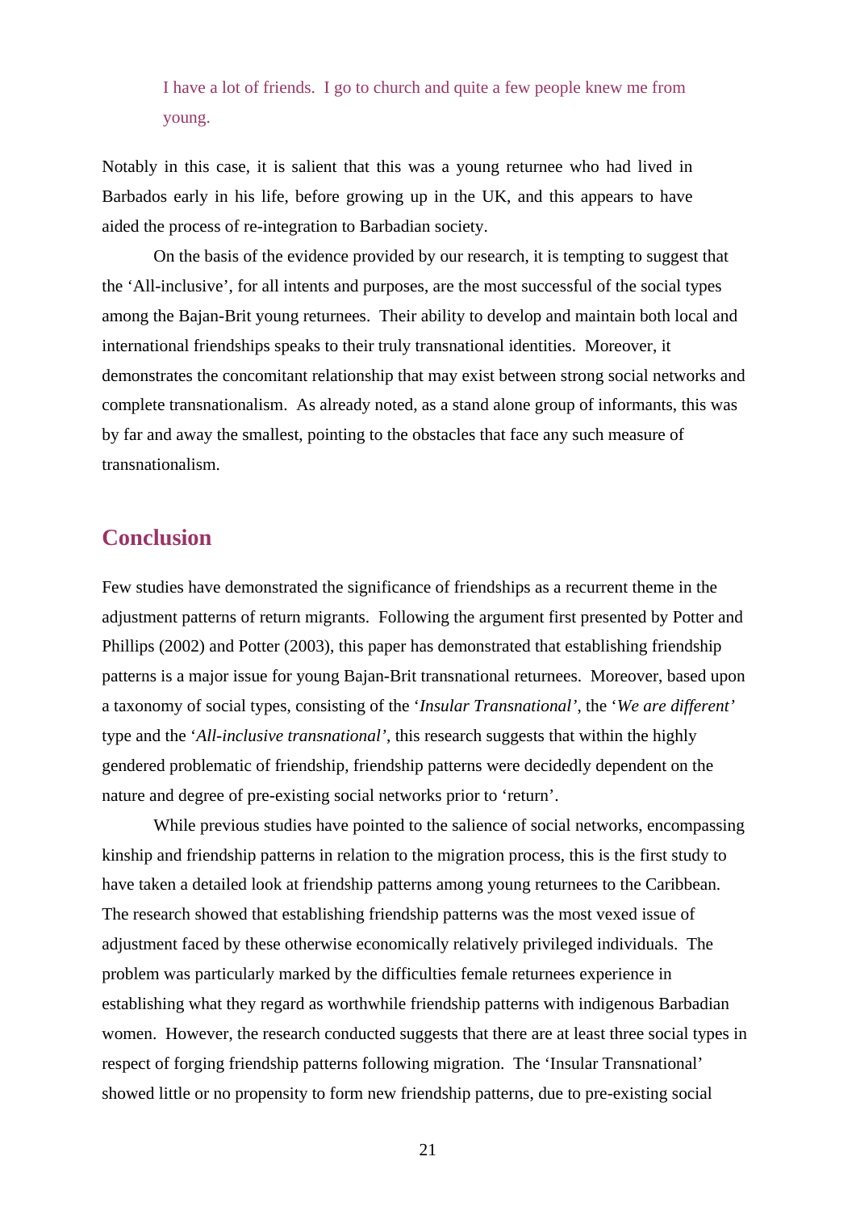> I have a lot of friends. I go to church and quite a few people knew me from young.

Notably in this case, it is salient that this was a young returnee who had lived in Barbados early in his life, before growing up in the UK, and this appears to have aided the process of re-integration to Barbadian society.

On the basis of the evidence provided by our research, it is tempting to suggest that the 'All-inclusive', for all intents and purposes, are the most successful of the social types among the Bajan-Brit young returnees. Their ability to develop and maintain both local and international friendships speaks to their truly transnational identities. Moreover, it demonstrates the concomitant relationship that may exist between strong social networks and complete transnationalism. As already noted, as a stand alone group of informants, this was by far and away the smallest, pointing to the obstacles that face any such measure of transnationalism.

## Conclusion

Few studies have demonstrated the significance of friendships as a recurrent theme in the adjustment patterns of return migrants. Following the argument first presented by Potter and Phillips (2002) and Potter (2003), this paper has demonstrated that establishing friendship patterns is a major issue for young Bajan-Brit transnational returnees. Moreover, based upon a taxonomy of social types, consisting of the '*Insular Transnational*', the '*We are different*' type and the '*All-inclusive transnational*', this research suggests that within the highly gendered problematic of friendship, friendship patterns were decidedly dependent on the nature and degree of pre-existing social networks prior to 'return'.

While previous studies have pointed to the salience of social networks, encompassing kinship and friendship patterns in relation to the migration process, this is the first study to have taken a detailed look at friendship patterns among young returnees to the Caribbean. The research showed that establishing friendship patterns was the most vexed issue of adjustment faced by these otherwise economically relatively privileged individuals. The problem was particularly marked by the difficulties female returnees experience in establishing what they regard as worthwhile friendship patterns with indigenous Barbadian women. However, the research conducted suggests that there are at least three social types in respect of forging friendship patterns following migration. The 'Insular Transnational' showed little or no propensity to form new friendship patterns, due to pre-existing social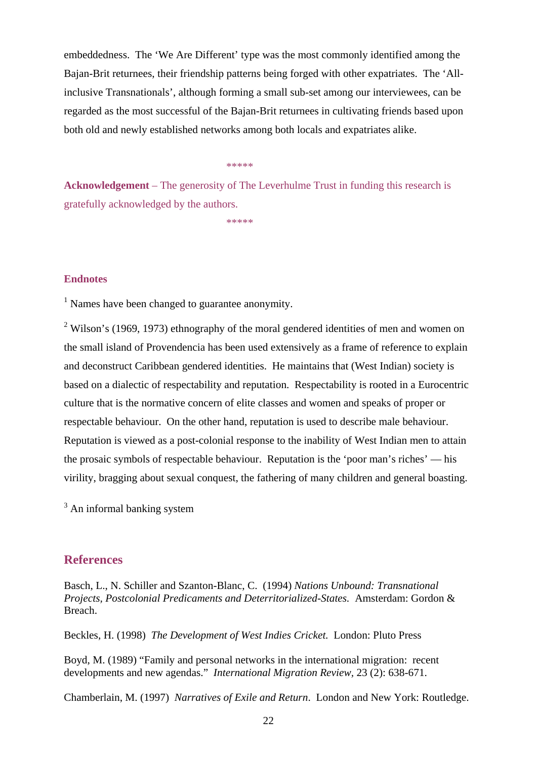embeddedness. The 'We Are Different' type was the most commonly identified among the Bajan-Brit returnees, their friendship patterns being forged with other expatriates. The 'All-inclusive Transnationals', although forming a small sub-set among our interviewees, can be regarded as the most successful of the Bajan-Brit returnees in cultivating friends based upon both old and newly established networks among both locals and expatriates alike.

*****

**Acknowledgement** – The generosity of The Leverhulme Trust in funding this research is gratefully acknowledged by the authors.

*****

### Endnotes

[1] Names have been changed to guarantee anonymity.

[2] Wilson's (1969, 1973) ethnography of the moral gendered identities of men and women on the small island of Provendencia has been used extensively as a frame of reference to explain and deconstruct Caribbean gendered identities. He maintains that (West Indian) society is based on a dialectic of respectability and reputation. Respectability is rooted in a Eurocentric culture that is the normative concern of elite classes and women and speaks of proper or respectable behaviour. On the other hand, reputation is used to describe male behaviour. Reputation is viewed as a post-colonial response to the inability of West Indian men to attain the prosaic symbols of respectable behaviour. Reputation is the 'poor man's riches' — his virility, bragging about sexual conquest, the fathering of many children and general boasting.

[3] An informal banking system

## References

Basch, L., N. Schiller and Szanton-Blanc, C. (1994) *Nations Unbound: Transnational Projects, Postcolonial Predicaments and Deterritorialized-States.* Amsterdam: Gordon & Breach.

Beckles, H. (1998) *The Development of West Indies Cricket.* London: Pluto Press

Boyd, M. (1989) "Family and personal networks in the international migration: recent developments and new agendas." *International Migration Review*, 23 (2): 638-671.

Chamberlain, M. (1997) *Narratives of Exile and Return*. London and New York: Routledge.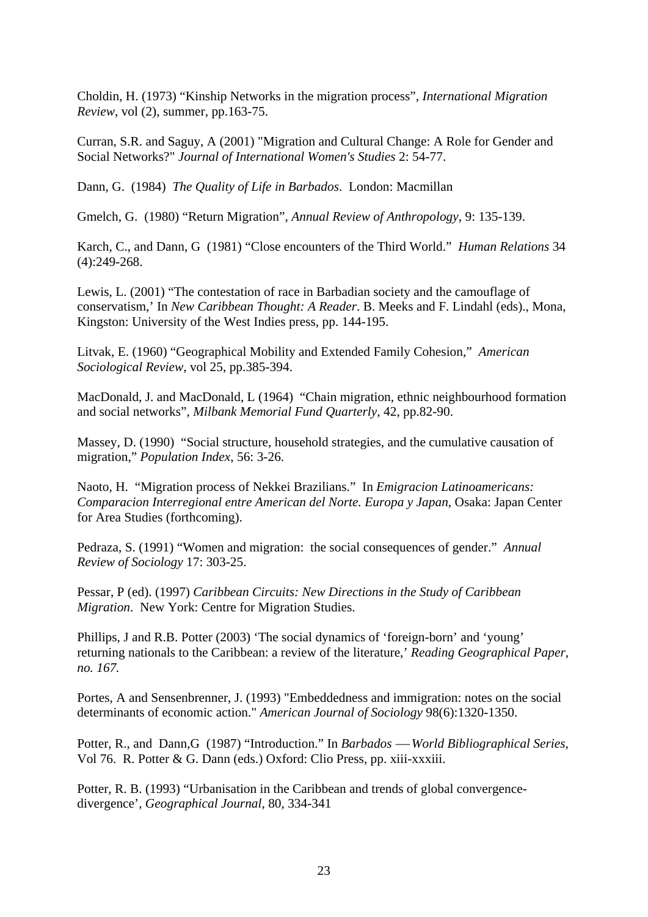Choldin, H. (1973) “Kinship Networks in the migration process”, *International Migration Review*, vol (2), summer, pp.163-75.

Curran, S.R. and Saguy, A (2001) "Migration and Cultural Change: A Role for Gender and Social Networks?" *Journal of International Women's Studies* 2: 54-77.

Dann, G. (1984) *The Quality of Life in Barbados*. London: Macmillan

Gmelch, G. (1980) “Return Migration”, *Annual Review of Anthropology*, 9: 135-139.

Karch, C., and Dann, G (1981) “Close encounters of the Third World.” *Human Relations* 34 (4):249-268.

Lewis, L. (2001) “The contestation of race in Barbadian society and the camouflage of conservatism,’ In *New Caribbean Thought: A Reader*. B. Meeks and F. Lindahl (eds)., Mona, Kingston: University of the West Indies press, pp. 144-195.

Litvak, E. (1960) “Geographical Mobility and Extended Family Cohesion,” *American Sociological Review*, vol 25, pp.385-394.

MacDonald, J. and MacDonald, L (1964) “Chain migration, ethnic neighbourhood formation and social networks”, *Milbank Memorial Fund Quarterly*, 42, pp.82-90.

Massey, D. (1990) “Social structure, household strategies, and the cumulative causation of migration,” *Population Index*, 56: 3-26.

Naoto, H. “Migration process of Nekkei Brazilians.” In *Emigracion Latinoamericans: Comparacion Interregional entre American del Norte. Europa y Japan*, Osaka: Japan Center for Area Studies (forthcoming).

Pedraza, S. (1991) “Women and migration: the social consequences of gender.” *Annual Review of Sociology* 17: 303-25.

Pessar, P (ed). (1997) *Caribbean Circuits: New Directions in the Study of Caribbean Migration*. New York: Centre for Migration Studies.

Phillips, J and R.B. Potter (2003) ‘The social dynamics of ‘foreign-born’ and ‘young’ returning nationals to the Caribbean: a review of the literature,’ *Reading Geographical Paper, no. 167.*

Portes, A and Sensenbrenner, J. (1993) "Embeddedness and immigration: notes on the social determinants of economic action." *American Journal of Sociology* 98(6):1320-1350.

Potter, R., and Dann,G (1987) “Introduction.” In *Barbados —World Bibliographical Series*, Vol 76. R. Potter & G. Dann (eds.) Oxford: Clio Press, pp. xiii-xxxiii.

Potter, R. B. (1993) “Urbanisation in the Caribbean and trends of global convergence-divergence’, *Geographical Journal*, 80, 334-341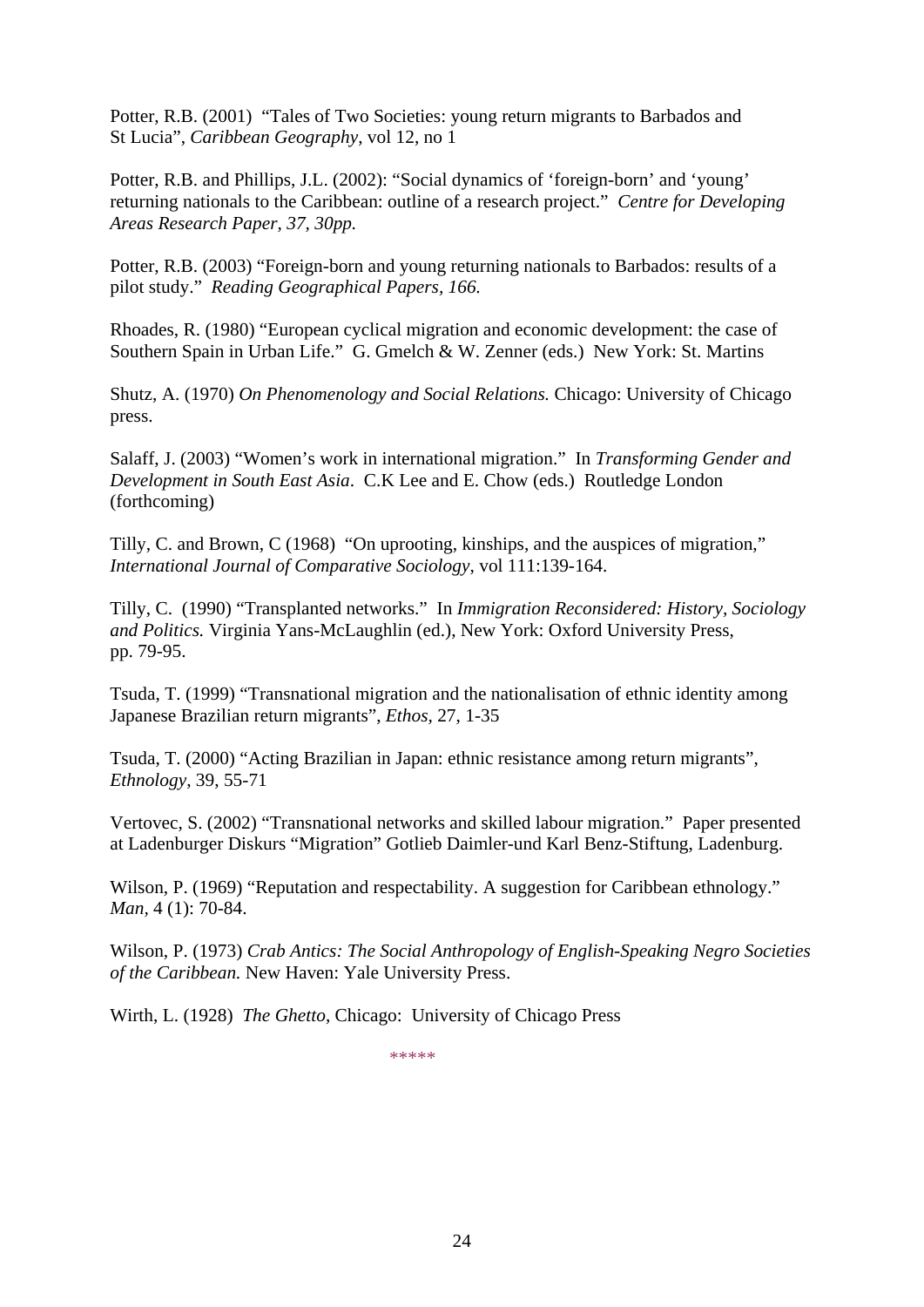Potter, R.B. (2001) "Tales of Two Societies: young return migrants to Barbados and St Lucia", *Caribbean Geography*, vol 12, no 1

Potter, R.B. and Phillips, J.L. (2002): "Social dynamics of 'foreign-born' and 'young' returning nationals to the Caribbean: outline of a research project." *Centre for Developing Areas Research Paper, 37, 30pp.*

Potter, R.B. (2003) "Foreign-born and young returning nationals to Barbados: results of a pilot study." *Reading Geographical Papers, 166.*

Rhoades, R. (1980) "European cyclical migration and economic development: the case of Southern Spain in Urban Life." G. Gmelch & W. Zenner (eds.) New York: St. Martins

Shutz, A. (1970) *On Phenomenology and Social Relations.* Chicago: University of Chicago press.

Salaff, J. (2003) "Women's work in international migration." In *Transforming Gender and Development in South East Asia*. C.K Lee and E. Chow (eds.) Routledge London (forthcoming)

Tilly, C. and Brown, C (1968) "On uprooting, kinships, and the auspices of migration," *International Journal of Comparative Sociology*, vol 111:139-164.

Tilly, C. (1990) "Transplanted networks." In *Immigration Reconsidered: History, Sociology and Politics.* Virginia Yans-McLaughlin (ed.), New York: Oxford University Press, pp. 79-95.

Tsuda, T. (1999) "Transnational migration and the nationalisation of ethnic identity among Japanese Brazilian return migrants", *Ethos,* 27, 1-35

Tsuda, T. (2000) "Acting Brazilian in Japan: ethnic resistance among return migrants", *Ethnology*, 39, 55-71

Vertovec, S. (2002) "Transnational networks and skilled labour migration." Paper presented at Ladenburger Diskurs "Migration" Gotlieb Daimler-und Karl Benz-Stiftung, Ladenburg.

Wilson, P. (1969) "Reputation and respectability. A suggestion for Caribbean ethnology." *Man*, 4 (1): 70-84.

Wilson, P. (1973) *Crab Antics: The Social Anthropology of English-Speaking Negro Societies of the Caribbean.* New Haven: Yale University Press.

Wirth, L. (1928) *The Ghetto*, Chicago: University of Chicago Press

*****